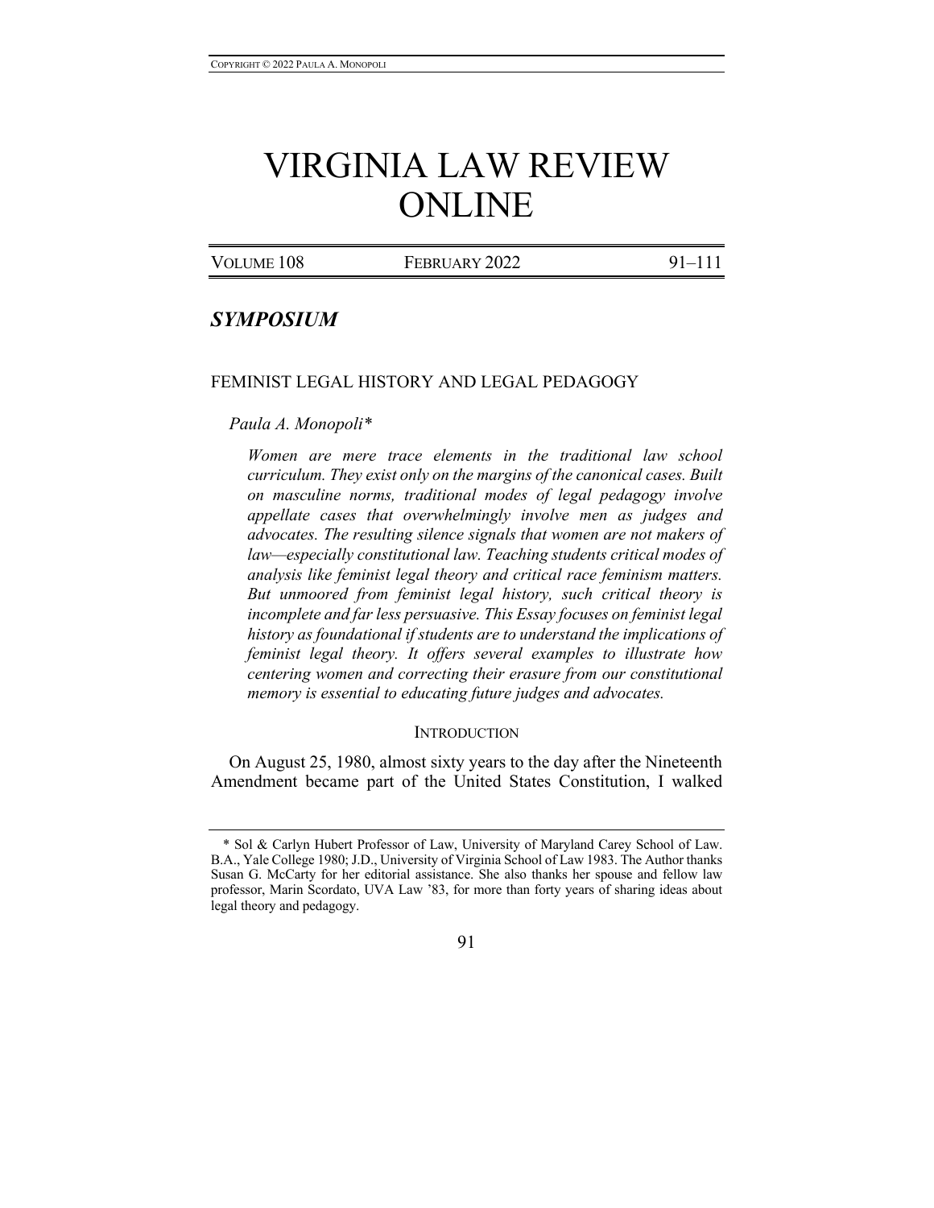# VIRGINIA LAW REVIEW ONLINE

## *SYMPOSIUM*

### FEMINIST LEGAL HISTORY AND LEGAL PEDAGOGY

*Paula A. Monopoli**

*Women are mere trace elements in the traditional law school curriculum. They exist only on the margins of the canonical cases. Built on masculine norms, traditional modes of legal pedagogy involve appellate cases that overwhelmingly involve men as judges and advocates. The resulting silence signals that women are not makers of law—especially constitutional law. Teaching students critical modes of analysis like feminist legal theory and critical race feminism matters. But unmoored from feminist legal history, such critical theory is incomplete and far less persuasive. This Essay focuses on feminist legal history as foundational if students are to understand the implications of feminist legal theory. It offers several examples to illustrate how centering women and correcting their erasure from our constitutional memory is essential to educating future judges and advocates.*

#### INTRODUCTION

On August 25, 1980, almost sixty years to the day after the Nineteenth Amendment became part of the United States Constitution, I walked

---

\* Sol & Carlyn Hubert Professor of Law, University of Maryland Carey School of Law. B.A., Yale College 1980; J.D., University of Virginia School of Law 1983. The Author thanks Susan G. McCarty for her editorial assistance. She also thanks her spouse and fellow law professor, Marin Scordato, UVA Law '83, for more than forty years of sharing ideas about legal theory and pedagogy.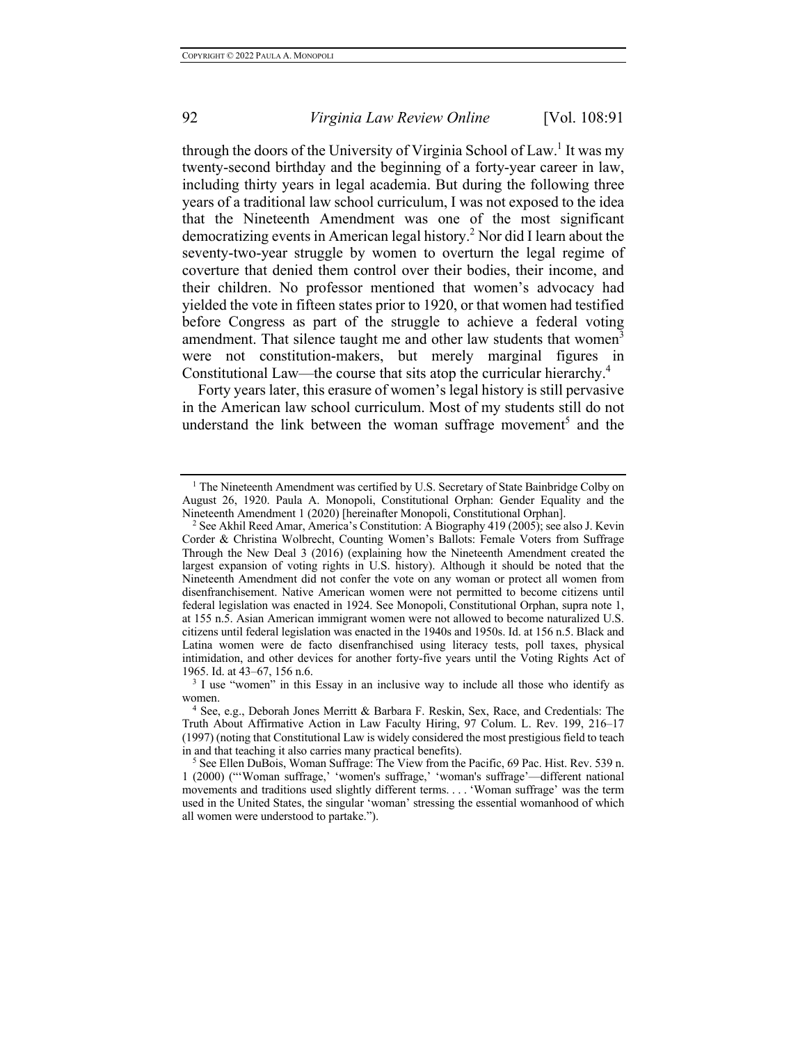through the doors of the University of Virginia School of Law.[1] It was my twenty-second birthday and the beginning of a forty-year career in law, including thirty years in legal academia. But during the following three years of a traditional law school curriculum, I was not exposed to the idea that the Nineteenth Amendment was one of the most significant democratizing events in American legal history.[2] Nor did I learn about the seventy-two-year struggle by women to overturn the legal regime of coverture that denied them control over their bodies, their income, and their children. No professor mentioned that women's advocacy had yielded the vote in fifteen states prior to 1920, or that women had testified before Congress as part of the struggle to achieve a federal voting amendment. That silence taught me and other law students that women[3] were not constitution-makers, but merely marginal figures in Constitutional Law—the course that sits atop the curricular hierarchy.[4]

Forty years later, this erasure of women's legal history is still pervasive in the American law school curriculum. Most of my students still do not understand the link between the woman suffrage movement[5] and the

---

[1] The Nineteenth Amendment was certified by U.S. Secretary of State Bainbridge Colby on August 26, 1920. Paula A. Monopoli, Constitutional Orphan: Gender Equality and the Nineteenth Amendment 1 (2020) [hereinafter Monopoli, Constitutional Orphan].

[2] See Akhil Reed Amar, America's Constitution: A Biography 419 (2005); see also J. Kevin Corder & Christina Wolbrecht, Counting Women's Ballots: Female Voters from Suffrage Through the New Deal 3 (2016) (explaining how the Nineteenth Amendment created the largest expansion of voting rights in U.S. history). Although it should be noted that the Nineteenth Amendment did not confer the vote on any woman or protect all women from disenfranchisement. Native American women were not permitted to become citizens until federal legislation was enacted in 1924. See Monopoli, Constitutional Orphan, supra note 1, at 155 n.5. Asian American immigrant women were not allowed to become naturalized U.S. citizens until federal legislation was enacted in the 1940s and 1950s. Id. at 156 n.5. Black and Latina women were de facto disenfranchised using literacy tests, poll taxes, physical intimidation, and other devices for another forty-five years until the Voting Rights Act of 1965. Id. at 43–67, 156 n.6.

[3] I use "women" in this Essay in an inclusive way to include all those who identify as women.

[4] See, e.g., Deborah Jones Merritt & Barbara F. Reskin, Sex, Race, and Credentials: The Truth About Affirmative Action in Law Faculty Hiring, 97 Colum. L. Rev. 199, 216–17 (1997) (noting that Constitutional Law is widely considered the most prestigious field to teach in and that teaching it also carries many practical benefits).

[5] See Ellen DuBois, Woman Suffrage: The View from the Pacific, 69 Pac. Hist. Rev. 539 n. 1 (2000) ("'Woman suffrage,' 'women's suffrage,' 'woman's suffrage'—different national movements and traditions used slightly different terms. . . . 'Woman suffrage' was the term used in the United States, the singular 'woman' stressing the essential womanhood of which all women were understood to partake.").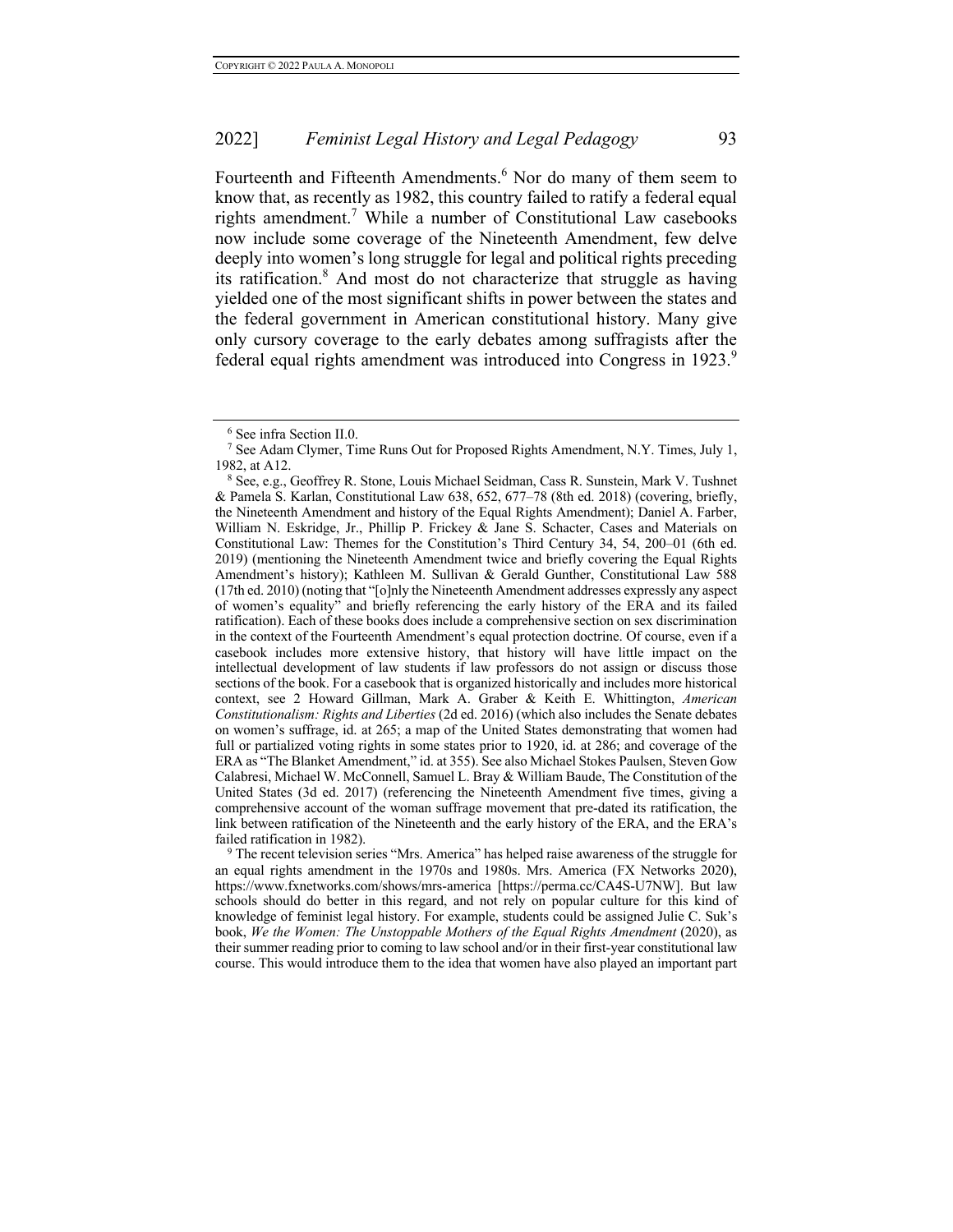Fourteenth and Fifteenth Amendments.[6] Nor do many of them seem to know that, as recently as 1982, this country failed to ratify a federal equal rights amendment.[7] While a number of Constitutional Law casebooks now include some coverage of the Nineteenth Amendment, few delve deeply into women's long struggle for legal and political rights preceding its ratification.[8] And most do not characterize that struggle as having yielded one of the most significant shifts in power between the states and the federal government in American constitutional history. Many give only cursory coverage to the early debates among suffragists after the federal equal rights amendment was introduced into Congress in 1923.[9]

---

[6] See infra Section II.0.

[7] See Adam Clymer, Time Runs Out for Proposed Rights Amendment, N.Y. Times, July 1, 1982, at A12.

[8] See, e.g., Geoffrey R. Stone, Louis Michael Seidman, Cass R. Sunstein, Mark V. Tushnet & Pamela S. Karlan, Constitutional Law 638, 652, 677–78 (8th ed. 2018) (covering, briefly, the Nineteenth Amendment and history of the Equal Rights Amendment); Daniel A. Farber, William N. Eskridge, Jr., Phillip P. Frickey & Jane S. Schacter, Cases and Materials on Constitutional Law: Themes for the Constitution's Third Century 34, 54, 200–01 (6th ed. 2019) (mentioning the Nineteenth Amendment twice and briefly covering the Equal Rights Amendment's history); Kathleen M. Sullivan & Gerald Gunther, Constitutional Law 588 (17th ed. 2010) (noting that "[o]nly the Nineteenth Amendment addresses expressly any aspect of women's equality" and briefly referencing the early history of the ERA and its failed ratification). Each of these books does include a comprehensive section on sex discrimination in the context of the Fourteenth Amendment's equal protection doctrine. Of course, even if a casebook includes more extensive history, that history will have little impact on the intellectual development of law students if law professors do not assign or discuss those sections of the book. For a casebook that is organized historically and includes more historical context, see 2 Howard Gillman, Mark A. Graber & Keith E. Whittington, *American Constitutionalism: Rights and Liberties* (2d ed. 2016) (which also includes the Senate debates on women's suffrage, id. at 265; a map of the United States demonstrating that women had full or partialized voting rights in some states prior to 1920, id. at 286; and coverage of the ERA as "The Blanket Amendment," id. at 355). See also Michael Stokes Paulsen, Steven Gow Calabresi, Michael W. McConnell, Samuel L. Bray & William Baude, The Constitution of the United States (3d ed. 2017) (referencing the Nineteenth Amendment five times, giving a comprehensive account of the woman suffrage movement that pre-dated its ratification, the link between ratification of the Nineteenth and the early history of the ERA, and the ERA's failed ratification in 1982).

[9] The recent television series "Mrs. America" has helped raise awareness of the struggle for an equal rights amendment in the 1970s and 1980s. Mrs. America (FX Networks 2020), https://www.fxnetworks.com/shows/mrs-america [https://perma.cc/CA4S-U7NW]. But law schools should do better in this regard, and not rely on popular culture for this kind of knowledge of feminist legal history. For example, students could be assigned Julie C. Suk's book, *We the Women: The Unstoppable Mothers of the Equal Rights Amendment* (2020), as their summer reading prior to coming to law school and/or in their first-year constitutional law course. This would introduce them to the idea that women have also played an important part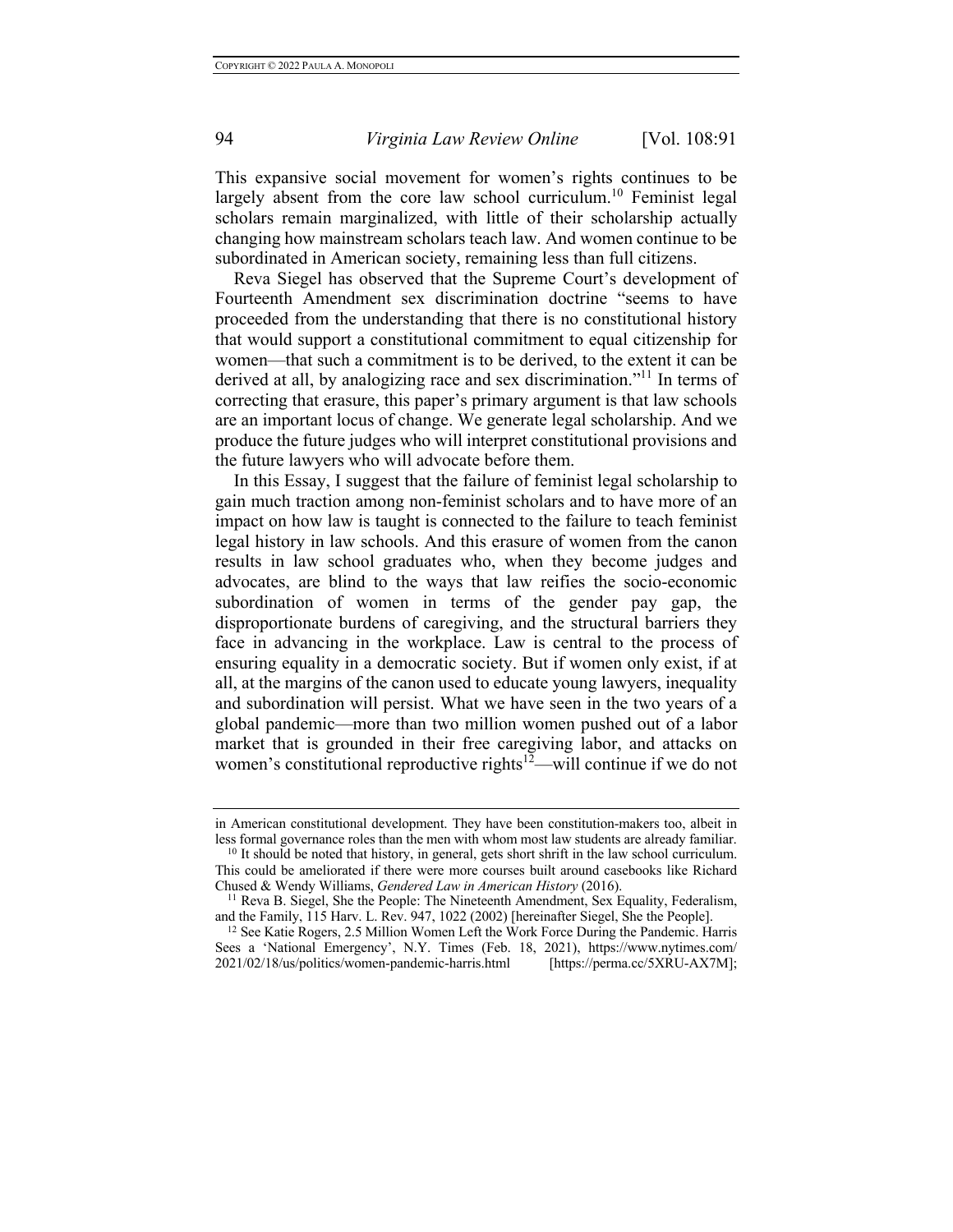This expansive social movement for women's rights continues to be largely absent from the core law school curriculum.[10] Feminist legal scholars remain marginalized, with little of their scholarship actually changing how mainstream scholars teach law. And women continue to be subordinated in American society, remaining less than full citizens.

Reva Siegel has observed that the Supreme Court's development of Fourteenth Amendment sex discrimination doctrine "seems to have proceeded from the understanding that there is no constitutional history that would support a constitutional commitment to equal citizenship for women—that such a commitment is to be derived, to the extent it can be derived at all, by analogizing race and sex discrimination."[11] In terms of correcting that erasure, this paper's primary argument is that law schools are an important locus of change. We generate legal scholarship. And we produce the future judges who will interpret constitutional provisions and the future lawyers who will advocate before them.

In this Essay, I suggest that the failure of feminist legal scholarship to gain much traction among non-feminist scholars and to have more of an impact on how law is taught is connected to the failure to teach feminist legal history in law schools. And this erasure of women from the canon results in law school graduates who, when they become judges and advocates, are blind to the ways that law reifies the socio-economic subordination of women in terms of the gender pay gap, the disproportionate burdens of caregiving, and the structural barriers they face in advancing in the workplace. Law is central to the process of ensuring equality in a democratic society. But if women only exist, if at all, at the margins of the canon used to educate young lawyers, inequality and subordination will persist. What we have seen in the two years of a global pandemic—more than two million women pushed out of a labor market that is grounded in their free caregiving labor, and attacks on women's constitutional reproductive rights[12]—will continue if we do not

---

in American constitutional development. They have been constitution-makers too, albeit in less formal governance roles than the men with whom most law students are already familiar.

[10] It should be noted that history, in general, gets short shrift in the law school curriculum. This could be ameliorated if there were more courses built around casebooks like Richard Chused & Wendy Williams, *Gendered Law in American History* (2016).

[11] Reva B. Siegel, She the People: The Nineteenth Amendment, Sex Equality, Federalism, and the Family, 115 Harv. L. Rev. 947, 1022 (2002) [hereinafter Siegel, She the People].

[12] See Katie Rogers, 2.5 Million Women Left the Work Force During the Pandemic. Harris Sees a 'National Emergency', N.Y. Times (Feb. 18, 2021), https://www.nytimes.com/2021/02/18/us/politics/women-pandemic-harris.html [https://perma.cc/5XRU-AX7M];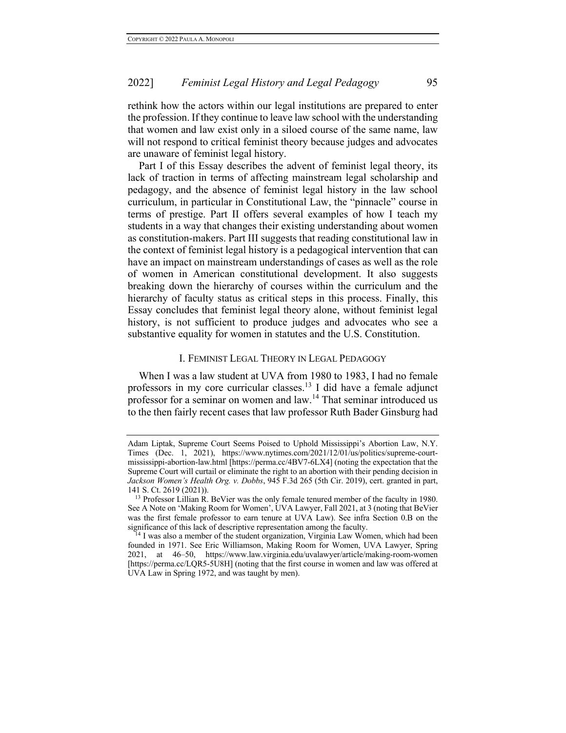rethink how the actors within our legal institutions are prepared to enter the profession. If they continue to leave law school with the understanding that women and law exist only in a siloed course of the same name, law will not respond to critical feminist theory because judges and advocates are unaware of feminist legal history.

Part I of this Essay describes the advent of feminist legal theory, its lack of traction in terms of affecting mainstream legal scholarship and pedagogy, and the absence of feminist legal history in the law school curriculum, in particular in Constitutional Law, the "pinnacle" course in terms of prestige. Part II offers several examples of how I teach my students in a way that changes their existing understanding about women as constitution-makers. Part III suggests that reading constitutional law in the context of feminist legal history is a pedagogical intervention that can have an impact on mainstream understandings of cases as well as the role of women in American constitutional development. It also suggests breaking down the hierarchy of courses within the curriculum and the hierarchy of faculty status as critical steps in this process. Finally, this Essay concludes that feminist legal theory alone, without feminist legal history, is not sufficient to produce judges and advocates who see a substantive equality for women in statutes and the U.S. Constitution.

## I. Feminist Legal Theory in Legal Pedagogy

When I was a law student at UVA from 1980 to 1983, I had no female professors in my core curricular classes.[13] I did have a female adjunct professor for a seminar on women and law.[14] That seminar introduced us to the then fairly recent cases that law professor Ruth Bader Ginsburg had

---

Adam Liptak, Supreme Court Seems Poised to Uphold Mississippi's Abortion Law, N.Y. Times (Dec. 1, 2021), https://www.nytimes.com/2021/12/01/us/politics/supreme-court-mississippi-abortion-law.html [https://perma.cc/4BV7-6LX4] (noting the expectation that the Supreme Court will curtail or eliminate the right to an abortion with their pending decision in *Jackson Women's Health Org. v. Dobbs*, 945 F.3d 265 (5th Cir. 2019), cert. granted in part, 141 S. Ct. 2619 (2021)).

[13] Professor Lillian R. BeVier was the only female tenured member of the faculty in 1980. See A Note on 'Making Room for Women', UVA Lawyer, Fall 2021, at 3 (noting that BeVier was the first female professor to earn tenure at UVA Law). See infra Section 0.B on the significance of this lack of descriptive representation among the faculty.

[14] I was also a member of the student organization, Virginia Law Women, which had been founded in 1971. See Eric Williamson, Making Room for Women, UVA Lawyer, Spring 2021, at 46–50, https://www.law.virginia.edu/uvalawyer/article/making-room-women [https://perma.cc/LQR5-5U8H] (noting that the first course in women and law was offered at UVA Law in Spring 1972, and was taught by men).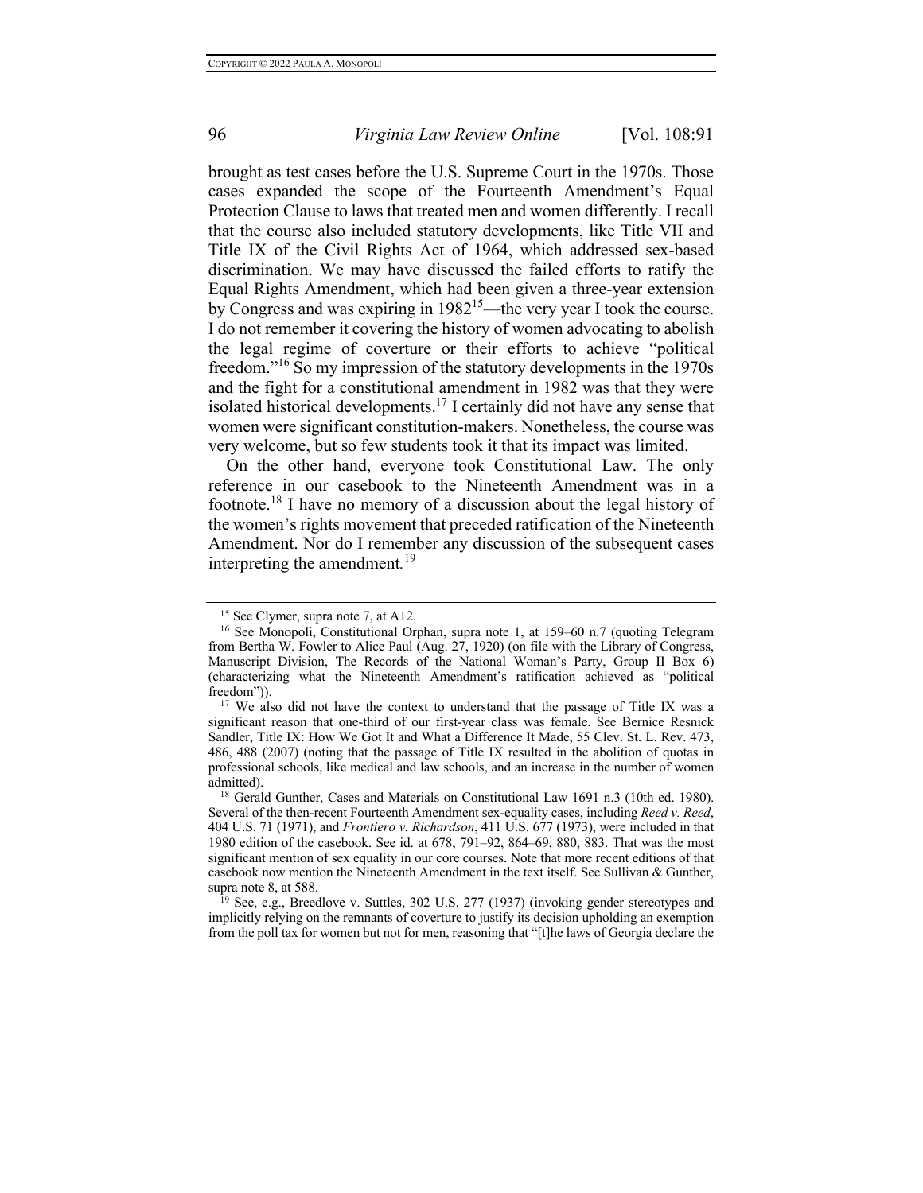brought as test cases before the U.S. Supreme Court in the 1970s. Those cases expanded the scope of the Fourteenth Amendment's Equal Protection Clause to laws that treated men and women differently. I recall that the course also included statutory developments, like Title VII and Title IX of the Civil Rights Act of 1964, which addressed sex-based discrimination. We may have discussed the failed efforts to ratify the Equal Rights Amendment, which had been given a three-year extension by Congress and was expiring in 1982[15]—the very year I took the course. I do not remember it covering the history of women advocating to abolish the legal regime of coverture or their efforts to achieve "political freedom."[16] So my impression of the statutory developments in the 1970s and the fight for a constitutional amendment in 1982 was that they were isolated historical developments.[17] I certainly did not have any sense that women were significant constitution-makers. Nonetheless, the course was very welcome, but so few students took it that its impact was limited.

On the other hand, everyone took Constitutional Law. The only reference in our casebook to the Nineteenth Amendment was in a footnote.[18] I have no memory of a discussion about the legal history of the women's rights movement that preceded ratification of the Nineteenth Amendment. Nor do I remember any discussion of the subsequent cases interpreting the amendment.[19]

---

[15] See Clymer, supra note 7, at A12.

[16] See Monopoli, Constitutional Orphan, supra note 1, at 159–60 n.7 (quoting Telegram from Bertha W. Fowler to Alice Paul (Aug. 27, 1920) (on file with the Library of Congress, Manuscript Division, The Records of the National Woman's Party, Group II Box 6) (characterizing what the Nineteenth Amendment's ratification achieved as "political freedom")).

[17] We also did not have the context to understand that the passage of Title IX was a significant reason that one-third of our first-year class was female. See Bernice Resnick Sandler, Title IX: How We Got It and What a Difference It Made, 55 Clev. St. L. Rev. 473, 486, 488 (2007) (noting that the passage of Title IX resulted in the abolition of quotas in professional schools, like medical and law schools, and an increase in the number of women admitted).

[18] Gerald Gunther, Cases and Materials on Constitutional Law 1691 n.3 (10th ed. 1980). Several of the then-recent Fourteenth Amendment sex-equality cases, including *Reed v. Reed*, 404 U.S. 71 (1971), and *Frontiero v. Richardson*, 411 U.S. 677 (1973), were included in that 1980 edition of the casebook. See id. at 678, 791–92, 864–69, 880, 883. That was the most significant mention of sex equality in our core courses. Note that more recent editions of that casebook now mention the Nineteenth Amendment in the text itself. See Sullivan & Gunther, supra note 8, at 588.

[19] See, e.g., Breedlove v. Suttles, 302 U.S. 277 (1937) (invoking gender stereotypes and implicitly relying on the remnants of coverture to justify its decision upholding an exemption from the poll tax for women but not for men, reasoning that "[t]he laws of Georgia declare the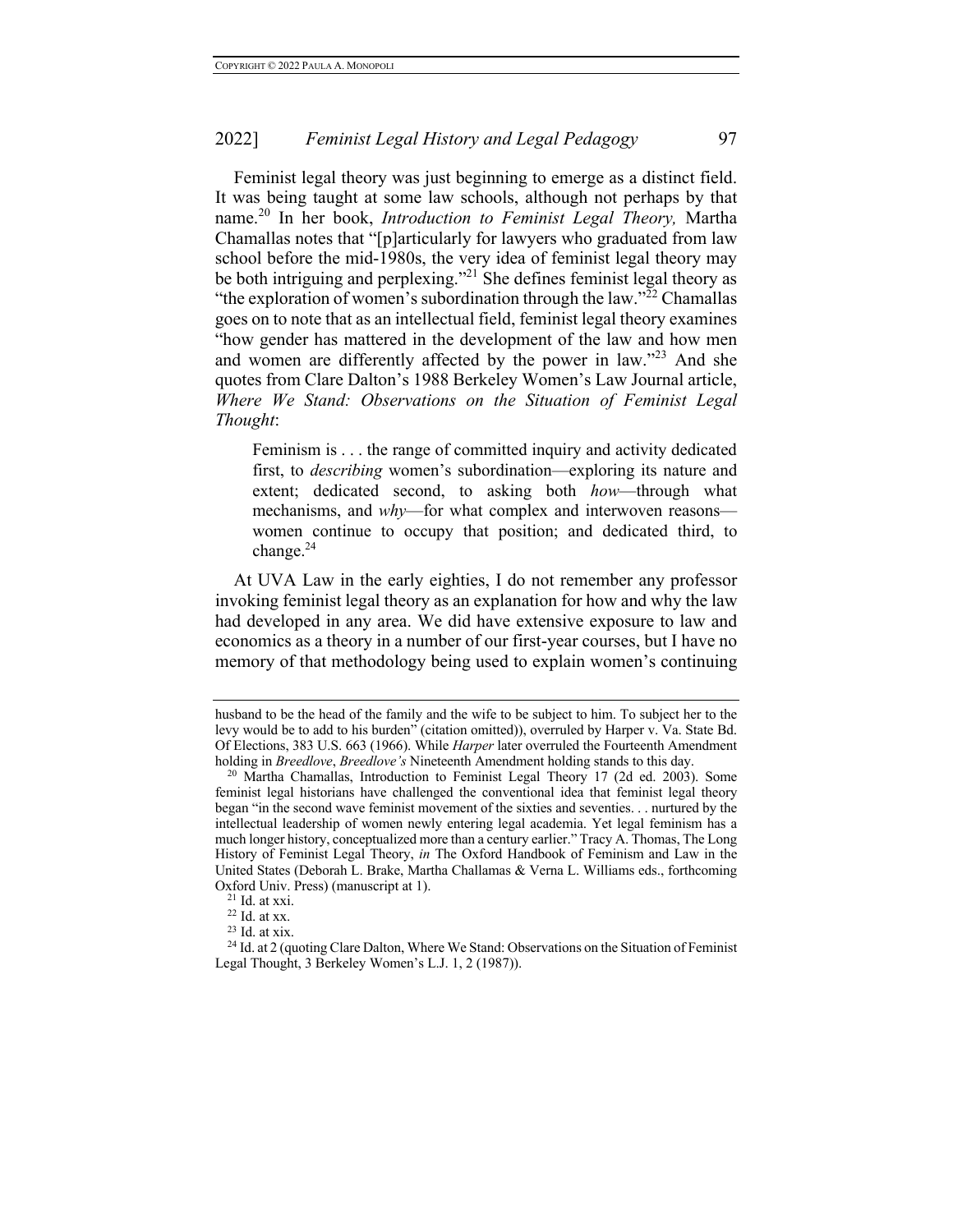Feminist legal theory was just beginning to emerge as a distinct field. It was being taught at some law schools, although not perhaps by that name.[20] In her book, *Introduction to Feminist Legal Theory,* Martha Chamallas notes that "[p]articularly for lawyers who graduated from law school before the mid-1980s, the very idea of feminist legal theory may be both intriguing and perplexing."[21] She defines feminist legal theory as "the exploration of women's subordination through the law."[22] Chamallas goes on to note that as an intellectual field, feminist legal theory examines "how gender has mattered in the development of the law and how men and women are differently affected by the power in law."[23] And she quotes from Clare Dalton's 1988 Berkeley Women's Law Journal article, *Where We Stand: Observations on the Situation of Feminist Legal Thought*:

> Feminism is . . . the range of committed inquiry and activity dedicated first, to *describing* women's subordination—exploring its nature and extent; dedicated second, to asking both *how*—through what mechanisms, and *why*—for what complex and interwoven reasons—women continue to occupy that position; and dedicated third, to change.[24]

At UVA Law in the early eighties, I do not remember any professor invoking feminist legal theory as an explanation for how and why the law had developed in any area. We did have extensive exposure to law and economics as a theory in a number of our first-year courses, but I have no memory of that methodology being used to explain women's continuing

---

husband to be the head of the family and the wife to be subject to him. To subject her to the levy would be to add to his burden" (citation omitted)), overruled by Harper v. Va. State Bd. Of Elections, 383 U.S. 663 (1966). While *Harper* later overruled the Fourteenth Amendment holding in *Breedlove*, *Breedlove's* Nineteenth Amendment holding stands to this day.

[20] Martha Chamallas, Introduction to Feminist Legal Theory 17 (2d ed. 2003). Some feminist legal historians have challenged the conventional idea that feminist legal theory began "in the second wave feminist movement of the sixties and seventies. . . nurtured by the intellectual leadership of women newly entering legal academia. Yet legal feminism has a much longer history, conceptualized more than a century earlier." Tracy A. Thomas, The Long History of Feminist Legal Theory, *in* The Oxford Handbook of Feminism and Law in the United States (Deborah L. Brake, Martha Challamas & Verna L. Williams eds., forthcoming Oxford Univ. Press) (manuscript at 1).

[21] Id. at xxi.

[22] Id. at xx.

[23] Id. at xix.

[24] Id. at 2 (quoting Clare Dalton, Where We Stand: Observations on the Situation of Feminist Legal Thought, 3 Berkeley Women's L.J. 1, 2 (1987)).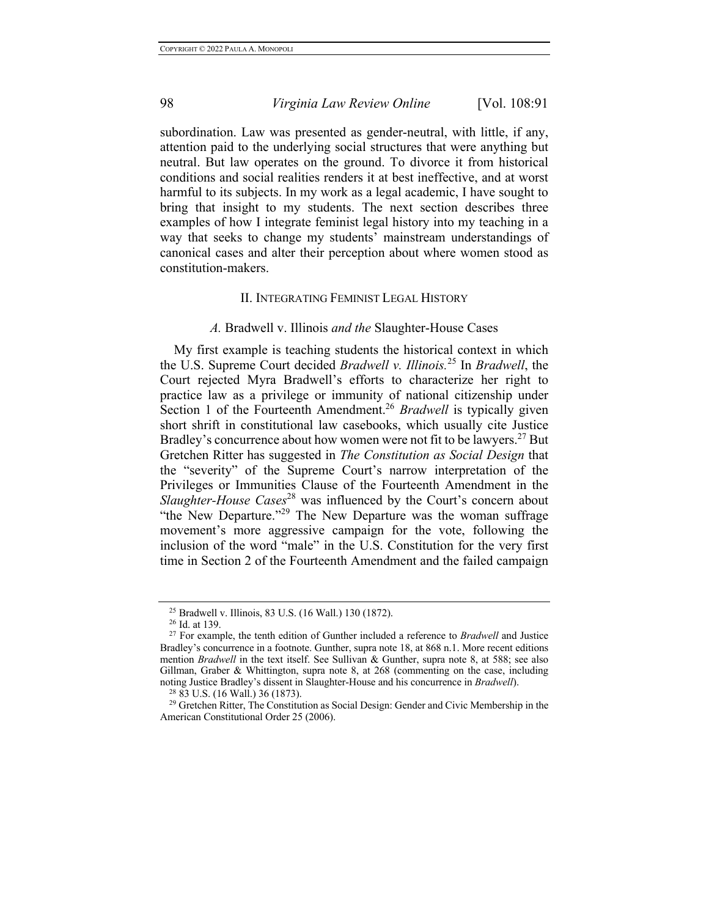subordination. Law was presented as gender-neutral, with little, if any, attention paid to the underlying social structures that were anything but neutral. But law operates on the ground. To divorce it from historical conditions and social realities renders it at best ineffective, and at worst harmful to its subjects. In my work as a legal academic, I have sought to bring that insight to my students. The next section describes three examples of how I integrate feminist legal history into my teaching in a way that seeks to change my students' mainstream understandings of canonical cases and alter their perception about where women stood as constitution-makers.

## II. Integrating Feminist Legal History

### *A.* Bradwell v. Illinois *and the* Slaughter-House Cases

My first example is teaching students the historical context in which the U.S. Supreme Court decided *Bradwell v. Illinois.*[25] In *Bradwell*, the Court rejected Myra Bradwell's efforts to characterize her right to practice law as a privilege or immunity of national citizenship under Section 1 of the Fourteenth Amendment.[26] *Bradwell* is typically given short shrift in constitutional law casebooks, which usually cite Justice Bradley's concurrence about how women were not fit to be lawyers.[27] But Gretchen Ritter has suggested in *The Constitution as Social Design* that the "severity" of the Supreme Court's narrow interpretation of the Privileges or Immunities Clause of the Fourteenth Amendment in the *Slaughter-House Cases*[28] was influenced by the Court's concern about "the New Departure."[29] The New Departure was the woman suffrage movement's more aggressive campaign for the vote, following the inclusion of the word "male" in the U.S. Constitution for the very first time in Section 2 of the Fourteenth Amendment and the failed campaign

---

[25] Bradwell v. Illinois, 83 U.S. (16 Wall.) 130 (1872).

[26] Id. at 139.

[27] For example, the tenth edition of Gunther included a reference to *Bradwell* and Justice Bradley's concurrence in a footnote. Gunther, supra note 18, at 868 n.1. More recent editions mention *Bradwell* in the text itself. See Sullivan & Gunther, supra note 8, at 588; see also Gillman, Graber & Whittington, supra note 8, at 268 (commenting on the case, including noting Justice Bradley's dissent in Slaughter-House and his concurrence in *Bradwell*).

[28] 83 U.S. (16 Wall.) 36 (1873).

[29] Gretchen Ritter, The Constitution as Social Design: Gender and Civic Membership in the American Constitutional Order 25 (2006).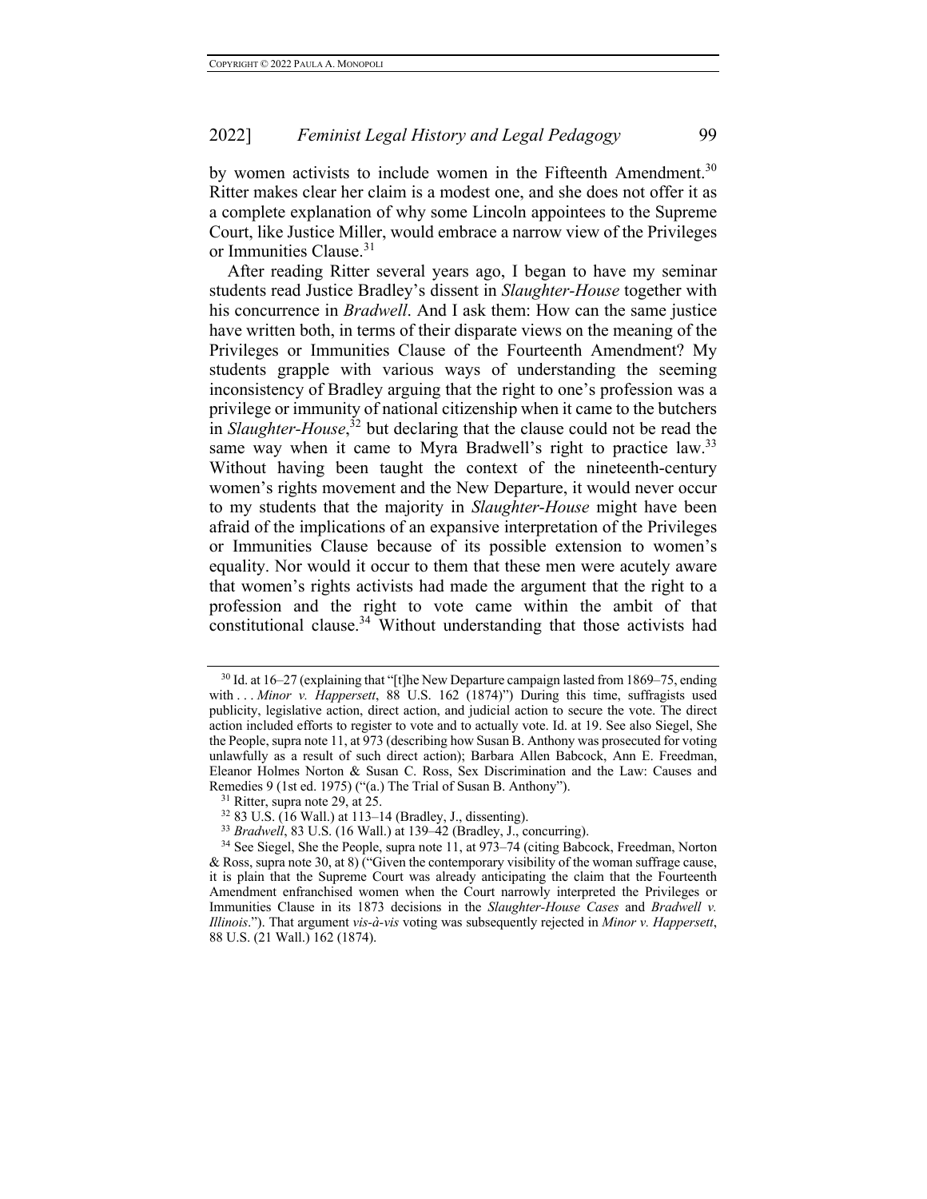by women activists to include women in the Fifteenth Amendment.[30] Ritter makes clear her claim is a modest one, and she does not offer it as a complete explanation of why some Lincoln appointees to the Supreme Court, like Justice Miller, would embrace a narrow view of the Privileges or Immunities Clause.[31]

After reading Ritter several years ago, I began to have my seminar students read Justice Bradley's dissent in *Slaughter-House* together with his concurrence in *Bradwell*. And I ask them: How can the same justice have written both, in terms of their disparate views on the meaning of the Privileges or Immunities Clause of the Fourteenth Amendment? My students grapple with various ways of understanding the seeming inconsistency of Bradley arguing that the right to one's profession was a privilege or immunity of national citizenship when it came to the butchers in *Slaughter-House*,[32] but declaring that the clause could not be read the same way when it came to Myra Bradwell's right to practice law.[33] Without having been taught the context of the nineteenth-century women's rights movement and the New Departure, it would never occur to my students that the majority in *Slaughter-House* might have been afraid of the implications of an expansive interpretation of the Privileges or Immunities Clause because of its possible extension to women's equality. Nor would it occur to them that these men were acutely aware that women's rights activists had made the argument that the right to a profession and the right to vote came within the ambit of that constitutional clause.[34] Without understanding that those activists had

---

[30] Id. at 16–27 (explaining that "[t]he New Departure campaign lasted from 1869–75, ending with . . . *Minor v. Happersett*, 88 U.S. 162 (1874)") During this time, suffragists used publicity, legislative action, direct action, and judicial action to secure the vote. The direct action included efforts to register to vote and to actually vote. Id. at 19. See also Siegel, She the People, supra note 11, at 973 (describing how Susan B. Anthony was prosecuted for voting unlawfully as a result of such direct action); Barbara Allen Babcock, Ann E. Freedman, Eleanor Holmes Norton & Susan C. Ross, Sex Discrimination and the Law: Causes and Remedies 9 (1st ed. 1975) ("(a.) The Trial of Susan B. Anthony").

[31] Ritter, supra note 29, at 25.

[32] 83 U.S. (16 Wall.) at 113–14 (Bradley, J., dissenting).

[33] *Bradwell*, 83 U.S. (16 Wall.) at 139–42 (Bradley, J., concurring).

[34] See Siegel, She the People, supra note 11, at 973–74 (citing Babcock, Freedman, Norton & Ross, supra note 30, at 8) ("Given the contemporary visibility of the woman suffrage cause, it is plain that the Supreme Court was already anticipating the claim that the Fourteenth Amendment enfranchised women when the Court narrowly interpreted the Privileges or Immunities Clause in its 1873 decisions in the *Slaughter-House Cases* and *Bradwell v. Illinois*."). That argument *vis-à-vis* voting was subsequently rejected in *Minor v. Happersett*, 88 U.S. (21 Wall.) 162 (1874).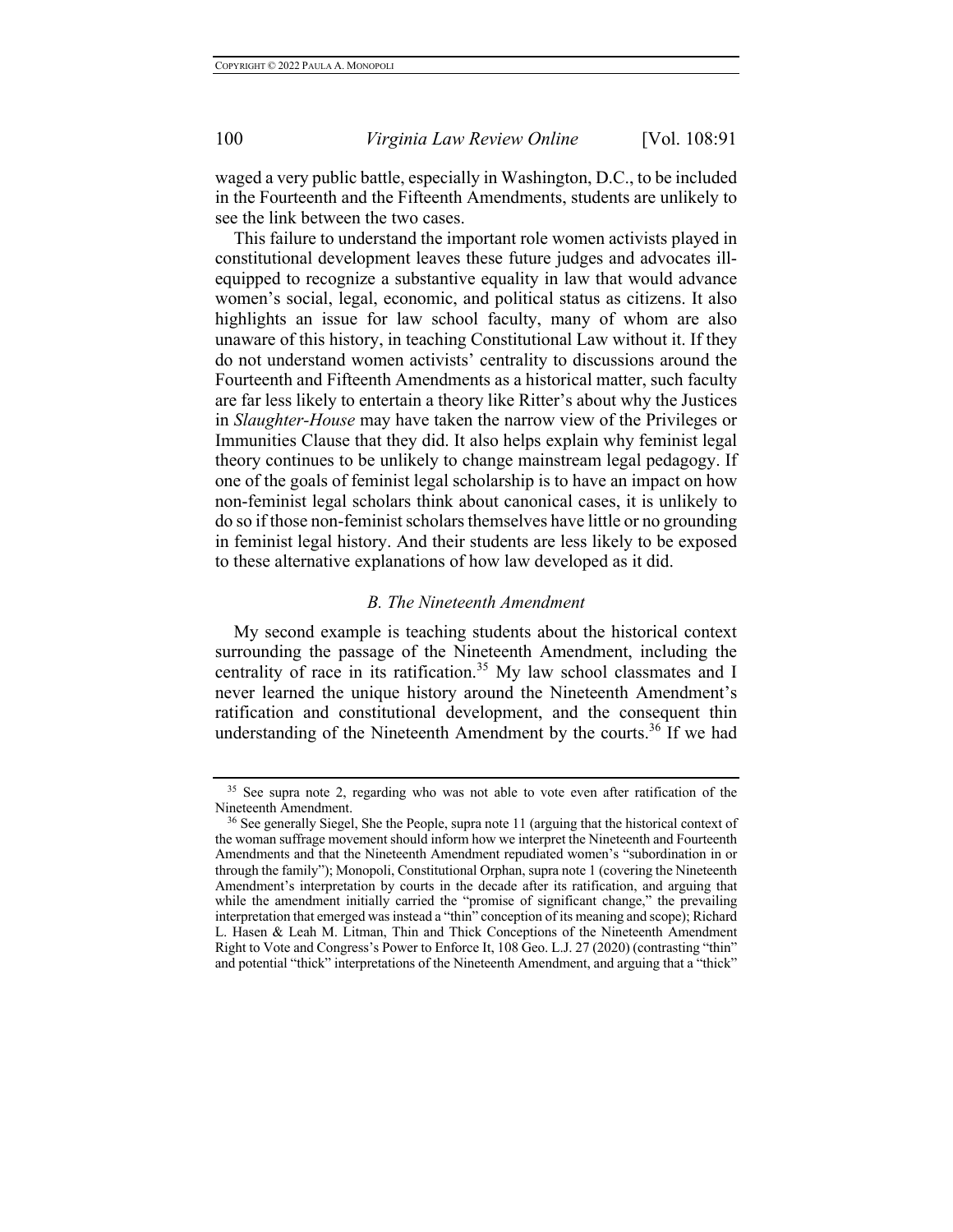waged a very public battle, especially in Washington, D.C., to be included in the Fourteenth and the Fifteenth Amendments, students are unlikely to see the link between the two cases.

This failure to understand the important role women activists played in constitutional development leaves these future judges and advocates ill-equipped to recognize a substantive equality in law that would advance women's social, legal, economic, and political status as citizens. It also highlights an issue for law school faculty, many of whom are also unaware of this history, in teaching Constitutional Law without it. If they do not understand women activists' centrality to discussions around the Fourteenth and Fifteenth Amendments as a historical matter, such faculty are far less likely to entertain a theory like Ritter's about why the Justices in *Slaughter-House* may have taken the narrow view of the Privileges or Immunities Clause that they did. It also helps explain why feminist legal theory continues to be unlikely to change mainstream legal pedagogy. If one of the goals of feminist legal scholarship is to have an impact on how non-feminist legal scholars think about canonical cases, it is unlikely to do so if those non-feminist scholars themselves have little or no grounding in feminist legal history. And their students are less likely to be exposed to these alternative explanations of how law developed as it did.

### *B. The Nineteenth Amendment*

My second example is teaching students about the historical context surrounding the passage of the Nineteenth Amendment, including the centrality of race in its ratification.[35] My law school classmates and I never learned the unique history around the Nineteenth Amendment's ratification and constitutional development, and the consequent thin understanding of the Nineteenth Amendment by the courts.[36] If we had

---

[35] See supra note 2, regarding who was not able to vote even after ratification of the Nineteenth Amendment.

[36] See generally Siegel, She the People, supra note 11 (arguing that the historical context of the woman suffrage movement should inform how we interpret the Nineteenth and Fourteenth Amendments and that the Nineteenth Amendment repudiated women's "subordination in or through the family"); Monopoli, Constitutional Orphan, supra note 1 (covering the Nineteenth Amendment's interpretation by courts in the decade after its ratification, and arguing that while the amendment initially carried the "promise of significant change," the prevailing interpretation that emerged was instead a "thin" conception of its meaning and scope); Richard L. Hasen & Leah M. Litman, Thin and Thick Conceptions of the Nineteenth Amendment Right to Vote and Congress's Power to Enforce It, 108 Geo. L.J. 27 (2020) (contrasting "thin" and potential "thick" interpretations of the Nineteenth Amendment, and arguing that a "thick"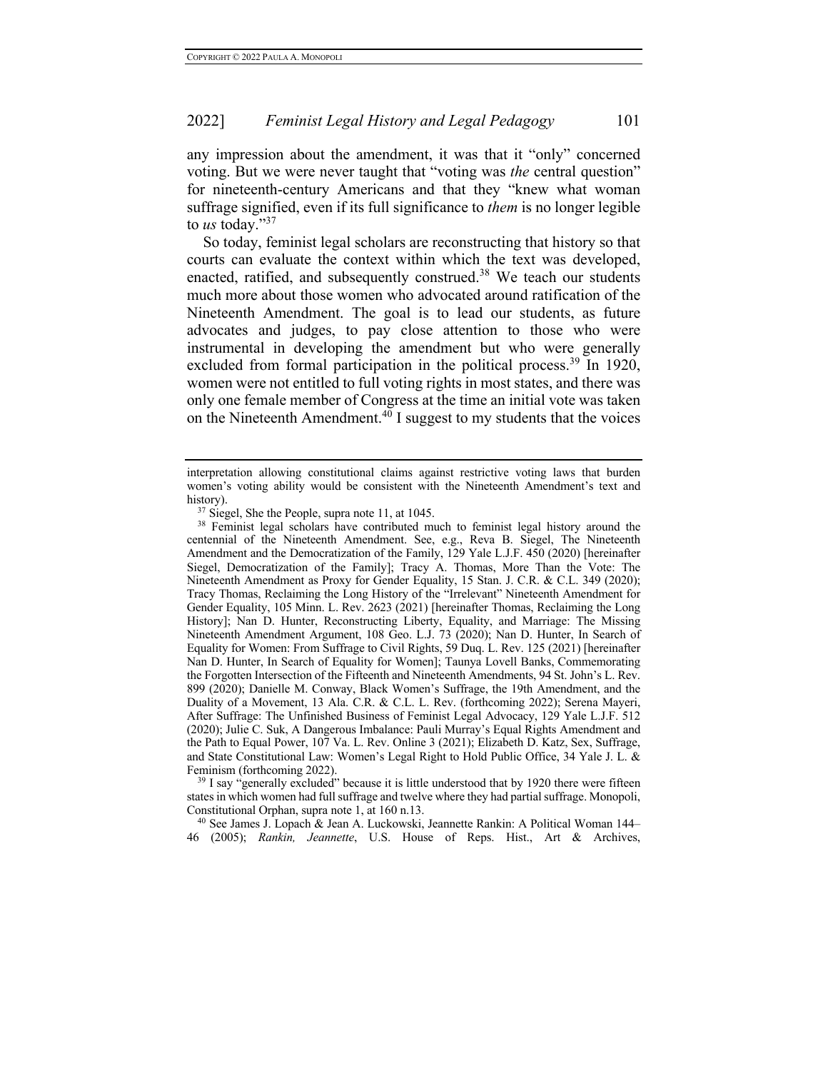any impression about the amendment, it was that it "only" concerned voting. But we were never taught that "voting was *the* central question" for nineteenth-century Americans and that they "knew what woman suffrage signified, even if its full significance to *them* is no longer legible to *us* today."[37]

So today, feminist legal scholars are reconstructing that history so that courts can evaluate the context within which the text was developed, enacted, ratified, and subsequently construed.[38] We teach our students much more about those women who advocated around ratification of the Nineteenth Amendment. The goal is to lead our students, as future advocates and judges, to pay close attention to those who were instrumental in developing the amendment but who were generally excluded from formal participation in the political process.[39] In 1920, women were not entitled to full voting rights in most states, and there was only one female member of Congress at the time an initial vote was taken on the Nineteenth Amendment.[40] I suggest to my students that the voices

---

interpretation allowing constitutional claims against restrictive voting laws that burden women's voting ability would be consistent with the Nineteenth Amendment's text and history).

[37] Siegel, She the People, supra note 11, at 1045.

[38] Feminist legal scholars have contributed much to feminist legal history around the centennial of the Nineteenth Amendment. See, e.g., Reva B. Siegel, The Nineteenth Amendment and the Democratization of the Family, 129 Yale L.J.F. 450 (2020) [hereinafter Siegel, Democratization of the Family]; Tracy A. Thomas, More Than the Vote: The Nineteenth Amendment as Proxy for Gender Equality, 15 Stan. J. C.R. & C.L. 349 (2020); Tracy Thomas, Reclaiming the Long History of the "Irrelevant" Nineteenth Amendment for Gender Equality, 105 Minn. L. Rev. 2623 (2021) [hereinafter Thomas, Reclaiming the Long History]; Nan D. Hunter, Reconstructing Liberty, Equality, and Marriage: The Missing Nineteenth Amendment Argument, 108 Geo. L.J. 73 (2020); Nan D. Hunter, In Search of Equality for Women: From Suffrage to Civil Rights, 59 Duq. L. Rev. 125 (2021) [hereinafter Nan D. Hunter, In Search of Equality for Women]; Taunya Lovell Banks, Commemorating the Forgotten Intersection of the Fifteenth and Nineteenth Amendments, 94 St. John's L. Rev. 899 (2020); Danielle M. Conway, Black Women's Suffrage, the 19th Amendment, and the Duality of a Movement, 13 Ala. C.R. & C.L. L. Rev. (forthcoming 2022); Serena Mayeri, After Suffrage: The Unfinished Business of Feminist Legal Advocacy, 129 Yale L.J.F. 512 (2020); Julie C. Suk, A Dangerous Imbalance: Pauli Murray's Equal Rights Amendment and the Path to Equal Power, 107 Va. L. Rev. Online 3 (2021); Elizabeth D. Katz, Sex, Suffrage, and State Constitutional Law: Women's Legal Right to Hold Public Office, 34 Yale J. L. & Feminism (forthcoming 2022).

[39] I say "generally excluded" because it is little understood that by 1920 there were fifteen states in which women had full suffrage and twelve where they had partial suffrage. Monopoli, Constitutional Orphan, supra note 1, at 160 n.13.

[40] See James J. Lopach & Jean A. Luckowski, Jeannette Rankin: A Political Woman 144–46 (2005); *Rankin, Jeannette*, U.S. House of Reps. Hist., Art & Archives,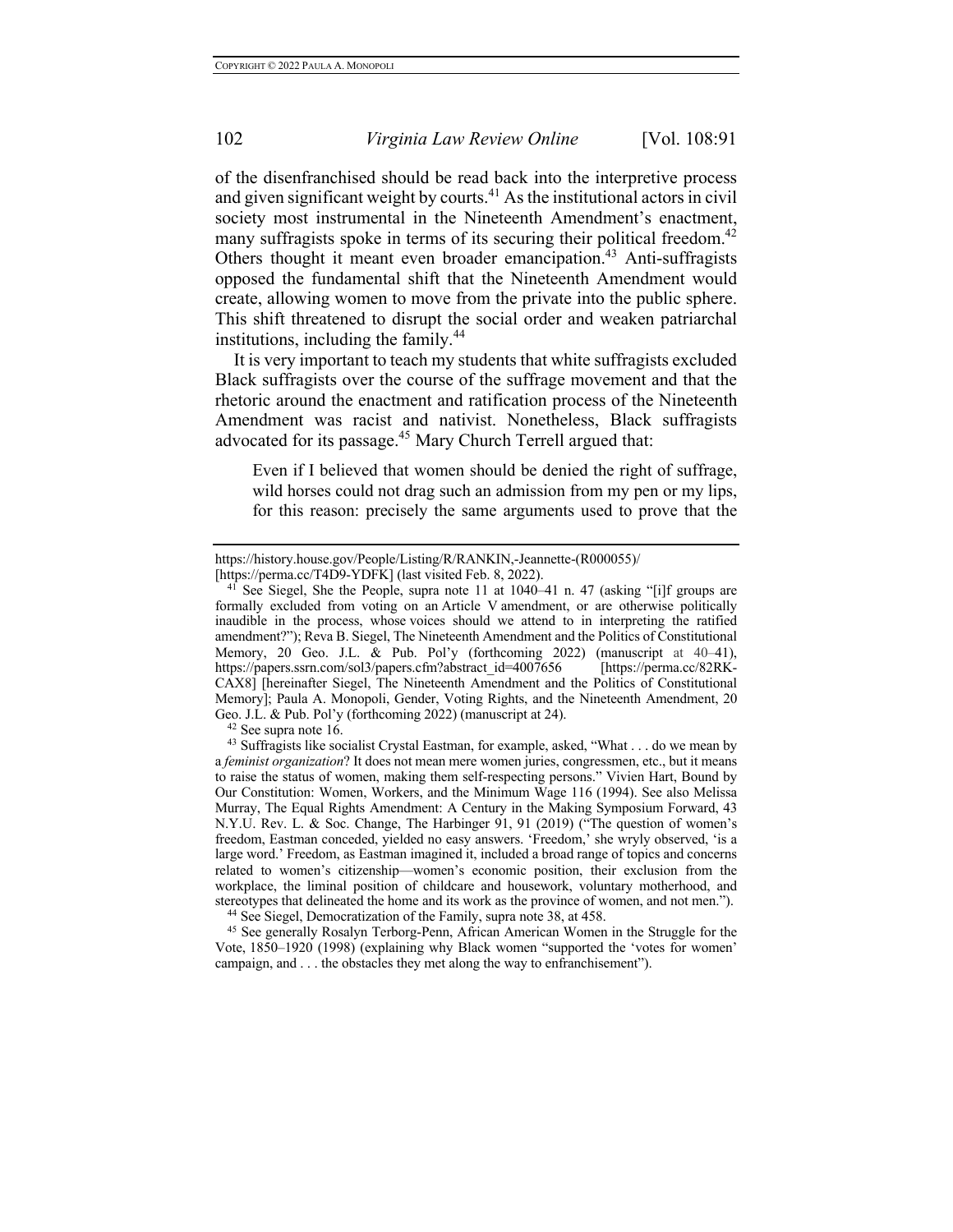of the disenfranchised should be read back into the interpretive process and given significant weight by courts.[41] As the institutional actors in civil society most instrumental in the Nineteenth Amendment's enactment, many suffragists spoke in terms of its securing their political freedom.[42] Others thought it meant even broader emancipation.[43] Anti-suffragists opposed the fundamental shift that the Nineteenth Amendment would create, allowing women to move from the private into the public sphere. This shift threatened to disrupt the social order and weaken patriarchal institutions, including the family.[44]

It is very important to teach my students that white suffragists excluded Black suffragists over the course of the suffrage movement and that the rhetoric around the enactment and ratification process of the Nineteenth Amendment was racist and nativist. Nonetheless, Black suffragists advocated for its passage.[45] Mary Church Terrell argued that:

> Even if I believed that women should be denied the right of suffrage, wild horses could not drag such an admission from my pen or my lips, for this reason: precisely the same arguments used to prove that the

---

https://history.house.gov/People/Listing/R/RANKIN,-Jeannette-(R000055)/ [https://perma.cc/T4D9-YDFK] (last visited Feb. 8, 2022).

[41] See Siegel, She the People, supra note 11 at 1040–41 n. 47 (asking "[i]f groups are formally excluded from voting on an Article V amendment, or are otherwise politically inaudible in the process, whose voices should we attend to in interpreting the ratified amendment?"); Reva B. Siegel, The Nineteenth Amendment and the Politics of Constitutional Memory, 20 Geo. J.L. & Pub. Pol'y (forthcoming 2022) (manuscript at 40–41), https://papers.ssrn.com/sol3/papers.cfm?abstract_id=4007656 [https://perma.cc/82RK-CAX8] [hereinafter Siegel, The Nineteenth Amendment and the Politics of Constitutional Memory]; Paula A. Monopoli, Gender, Voting Rights, and the Nineteenth Amendment, 20 Geo. J.L. & Pub. Pol'y (forthcoming 2022) (manuscript at 24).

[42] See supra note 16.

[43] Suffragists like socialist Crystal Eastman, for example, asked, "What . . . do we mean by a *feminist organization*? It does not mean mere women juries, congressmen, etc., but it means to raise the status of women, making them self-respecting persons." Vivien Hart, Bound by Our Constitution: Women, Workers, and the Minimum Wage 116 (1994). See also Melissa Murray, The Equal Rights Amendment: A Century in the Making Symposium Forward, 43 N.Y.U. Rev. L. & Soc. Change, The Harbinger 91, 91 (2019) ("The question of women's freedom, Eastman conceded, yielded no easy answers. 'Freedom,' she wryly observed, 'is a large word.' Freedom, as Eastman imagined it, included a broad range of topics and concerns related to women's citizenship—women's economic position, their exclusion from the workplace, the liminal position of childcare and housework, voluntary motherhood, and stereotypes that delineated the home and its work as the province of women, and not men.").

[44] See Siegel, Democratization of the Family, supra note 38, at 458.

[45] See generally Rosalyn Terborg-Penn, African American Women in the Struggle for the Vote, 1850–1920 (1998) (explaining why Black women "supported the 'votes for women' campaign, and . . . the obstacles they met along the way to enfranchisement").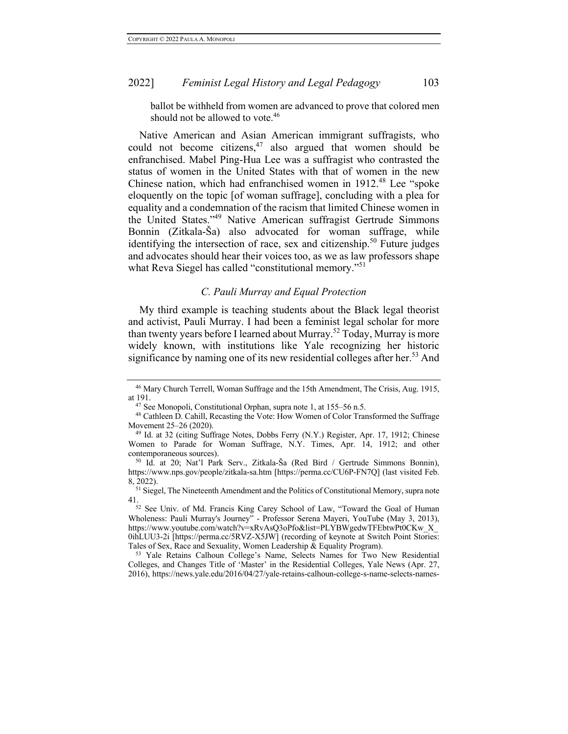ballot be withheld from women are advanced to prove that colored men should not be allowed to vote.[46]

Native American and Asian American immigrant suffragists, who could not become citizens,[47] also argued that women should be enfranchised. Mabel Ping-Hua Lee was a suffragist who contrasted the status of women in the United States with that of women in the new Chinese nation, which had enfranchised women in 1912.[48] Lee "spoke eloquently on the topic [of woman suffrage], concluding with a plea for equality and a condemnation of the racism that limited Chinese women in the United States."[49] Native American suffragist Gertrude Simmons Bonnin (Zitkala-Ša) also advocated for woman suffrage, while identifying the intersection of race, sex and citizenship.[50] Future judges and advocates should hear their voices too, as we as law professors shape what Reva Siegel has called "constitutional memory."[51]

### *C. Pauli Murray and Equal Protection*

My third example is teaching students about the Black legal theorist and activist, Pauli Murray. I had been a feminist legal scholar for more than twenty years before I learned about Murray.[52] Today, Murray is more widely known, with institutions like Yale recognizing her historic significance by naming one of its new residential colleges after her.[53] And

---

[46] Mary Church Terrell, Woman Suffrage and the 15th Amendment, The Crisis, Aug. 1915, at 191.

[47] See Monopoli, Constitutional Orphan, supra note 1, at 155–56 n.5.

[48] Cathleen D. Cahill, Recasting the Vote: How Women of Color Transformed the Suffrage Movement 25–26 (2020).

[49] Id. at 32 (citing Suffrage Notes, Dobbs Ferry (N.Y.) Register, Apr. 17, 1912; Chinese Women to Parade for Woman Suffrage, N.Y. Times, Apr. 14, 1912; and other contemporaneous sources).

[50] Id. at 20; Nat'l Park Serv., Zitkala-Ša (Red Bird / Gertrude Simmons Bonnin), https://www.nps.gov/people/zitkala-sa.htm [https://perma.cc/CU6P-FN7Q] (last visited Feb. 8, 2022).

[51] Siegel, The Nineteenth Amendment and the Politics of Constitutional Memory, supra note 41.

[52] See Univ. of Md. Francis King Carey School of Law, "Toward the Goal of Human Wholeness: Pauli Murray's Journey" - Professor Serena Mayeri, YouTube (May 3, 2013), https://www.youtube.com/watch?v=xRvAsQ3oPfo&list=PLYBWgedwTFEbtwPt0CKw_X_0ihLUU3-2i [https://perma.cc/5RVZ-X5JW] (recording of keynote at Switch Point Stories: Tales of Sex, Race and Sexuality, Women Leadership & Equality Program).

[53] Yale Retains Calhoun College's Name, Selects Names for Two New Residential Colleges, and Changes Title of 'Master' in the Residential Colleges, Yale News (Apr. 27, 2016), https://news.yale.edu/2016/04/27/yale-retains-calhoun-college-s-name-selects-names-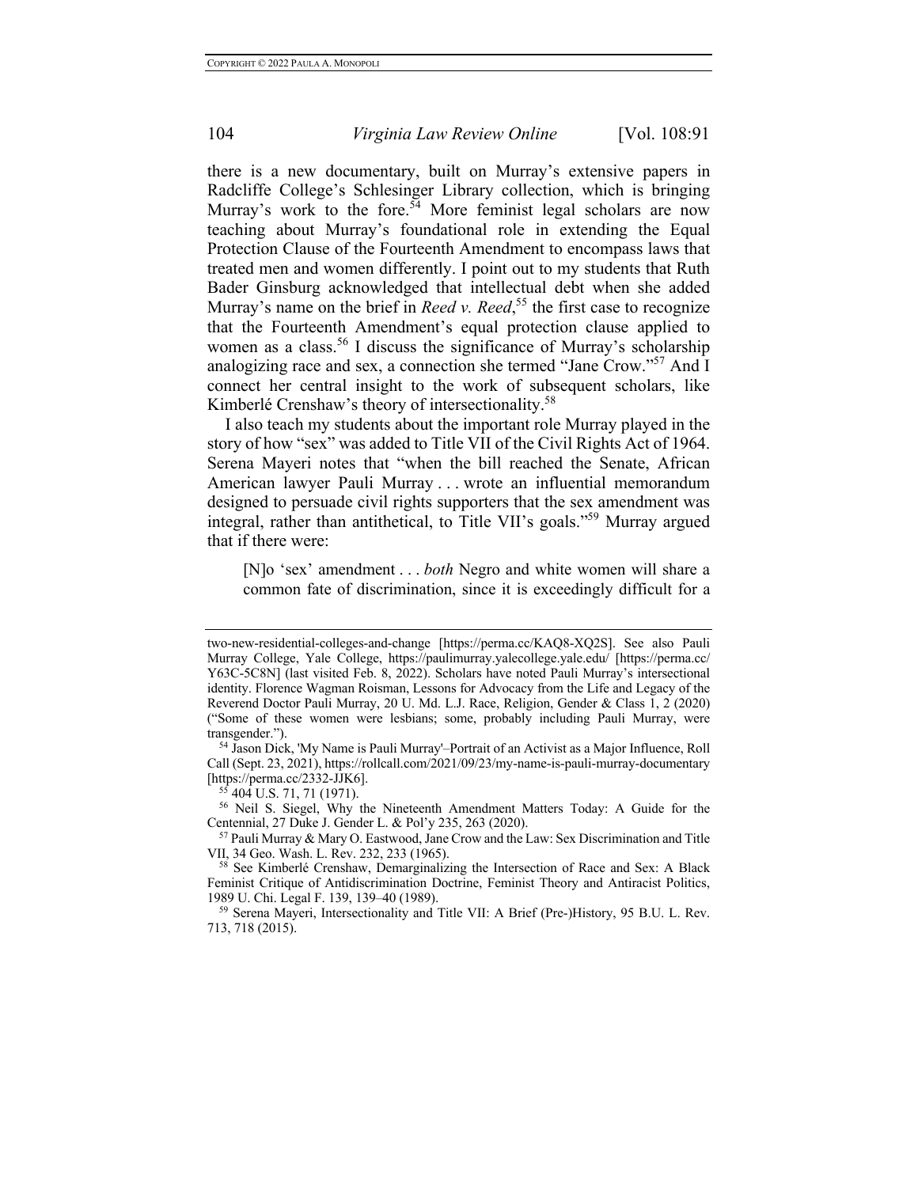there is a new documentary, built on Murray's extensive papers in Radcliffe College's Schlesinger Library collection, which is bringing Murray's work to the fore.[54] More feminist legal scholars are now teaching about Murray's foundational role in extending the Equal Protection Clause of the Fourteenth Amendment to encompass laws that treated men and women differently. I point out to my students that Ruth Bader Ginsburg acknowledged that intellectual debt when she added Murray's name on the brief in *Reed v. Reed*,[55] the first case to recognize that the Fourteenth Amendment's equal protection clause applied to women as a class.[56] I discuss the significance of Murray's scholarship analogizing race and sex, a connection she termed "Jane Crow."[57] And I connect her central insight to the work of subsequent scholars, like Kimberlé Crenshaw's theory of intersectionality.[58]

I also teach my students about the important role Murray played in the story of how "sex" was added to Title VII of the Civil Rights Act of 1964. Serena Mayeri notes that "when the bill reached the Senate, African American lawyer Pauli Murray . . . wrote an influential memorandum designed to persuade civil rights supporters that the sex amendment was integral, rather than antithetical, to Title VII's goals."[59] Murray argued that if there were:

> [N]o 'sex' amendment . . . *both* Negro and white women will share a common fate of discrimination, since it is exceedingly difficult for a

---

two-new-residential-colleges-and-change [https://perma.cc/KAQ8-XQ2S]. See also Pauli Murray College, Yale College, https://paulimurray.yalecollege.yale.edu/ [https://perma.cc/Y63C-5C8N] (last visited Feb. 8, 2022). Scholars have noted Pauli Murray's intersectional identity. Florence Wagman Roisman, Lessons for Advocacy from the Life and Legacy of the Reverend Doctor Pauli Murray, 20 U. Md. L.J. Race, Religion, Gender & Class 1, 2 (2020) ("Some of these women were lesbians; some, probably including Pauli Murray, were transgender.").

[54] Jason Dick, 'My Name is Pauli Murray'–Portrait of an Activist as a Major Influence, Roll Call (Sept. 23, 2021), https://rollcall.com/2021/09/23/my-name-is-pauli-murray-documentary [https://perma.cc/2332-JJK6].

[55] 404 U.S. 71, 71 (1971).

[56] Neil S. Siegel, Why the Nineteenth Amendment Matters Today: A Guide for the Centennial, 27 Duke J. Gender L. & Pol'y 235, 263 (2020).

[57] Pauli Murray & Mary O. Eastwood, Jane Crow and the Law: Sex Discrimination and Title VII, 34 Geo. Wash. L. Rev. 232, 233 (1965).

[58] See Kimberlé Crenshaw, Demarginalizing the Intersection of Race and Sex: A Black Feminist Critique of Antidiscrimination Doctrine, Feminist Theory and Antiracist Politics, 1989 U. Chi. Legal F. 139, 139–40 (1989).

[59] Serena Mayeri, Intersectionality and Title VII: A Brief (Pre-)History, 95 B.U. L. Rev. 713, 718 (2015).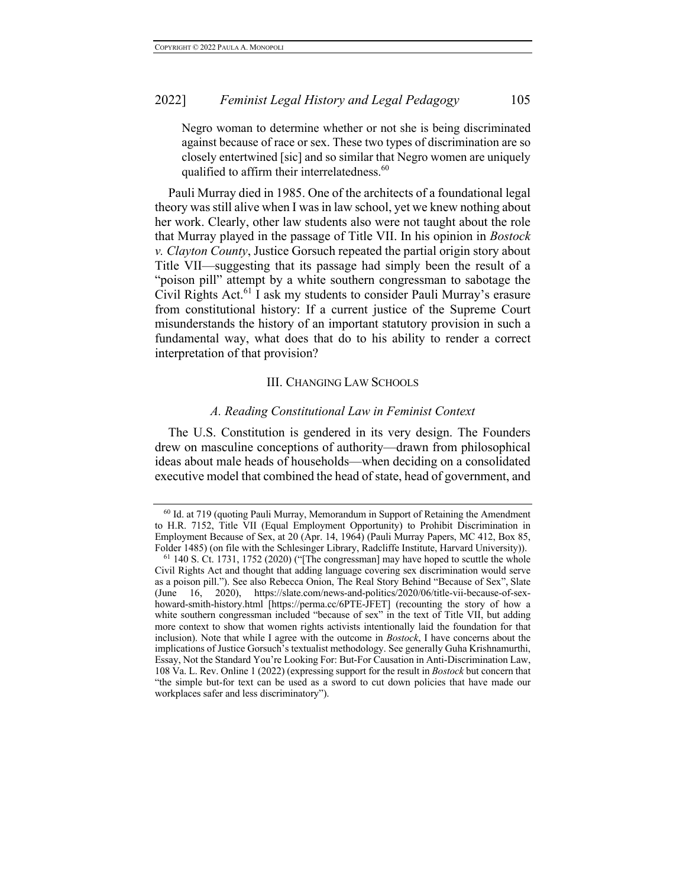> Negro woman to determine whether or not she is being discriminated against because of race or sex. These two types of discrimination are so closely entertwined [sic] and so similar that Negro women are uniquely qualified to affirm their interrelatedness.[60]

Pauli Murray died in 1985. One of the architects of a foundational legal theory was still alive when I was in law school, yet we knew nothing about her work. Clearly, other law students also were not taught about the role that Murray played in the passage of Title VII. In his opinion in *Bostock v. Clayton County*, Justice Gorsuch repeated the partial origin story about Title VII—suggesting that its passage had simply been the result of a "poison pill" attempt by a white southern congressman to sabotage the Civil Rights Act.[61] I ask my students to consider Pauli Murray's erasure from constitutional history: If a current justice of the Supreme Court misunderstands the history of an important statutory provision in such a fundamental way, what does that do to his ability to render a correct interpretation of that provision?

## III. Changing Law Schools

### *A. Reading Constitutional Law in Feminist Context*

The U.S. Constitution is gendered in its very design. The Founders drew on masculine conceptions of authority—drawn from philosophical ideas about male heads of households—when deciding on a consolidated executive model that combined the head of state, head of government, and

---

[60] Id. at 719 (quoting Pauli Murray, Memorandum in Support of Retaining the Amendment to H.R. 7152, Title VII (Equal Employment Opportunity) to Prohibit Discrimination in Employment Because of Sex, at 20 (Apr. 14, 1964) (Pauli Murray Papers, MC 412, Box 85, Folder 1485) (on file with the Schlesinger Library, Radcliffe Institute, Harvard University)).

[61] 140 S. Ct. 1731, 1752 (2020) ("[The congressman] may have hoped to scuttle the whole Civil Rights Act and thought that adding language covering sex discrimination would serve as a poison pill."). See also Rebecca Onion, The Real Story Behind "Because of Sex", Slate (June 16, 2020), https://slate.com/news-and-politics/2020/06/title-vii-because-of-sex-howard-smith-history.html [https://perma.cc/6PTE-JFET] (recounting the story of how a white southern congressman included "because of sex" in the text of Title VII, but adding more context to show that women rights activists intentionally laid the foundation for that inclusion). Note that while I agree with the outcome in *Bostock*, I have concerns about the implications of Justice Gorsuch's textualist methodology. See generally Guha Krishnamurthi, Essay, Not the Standard You're Looking For: But-For Causation in Anti-Discrimination Law, 108 Va. L. Rev. Online 1 (2022) (expressing support for the result in *Bostock* but concern that "the simple but-for text can be used as a sword to cut down policies that have made our workplaces safer and less discriminatory").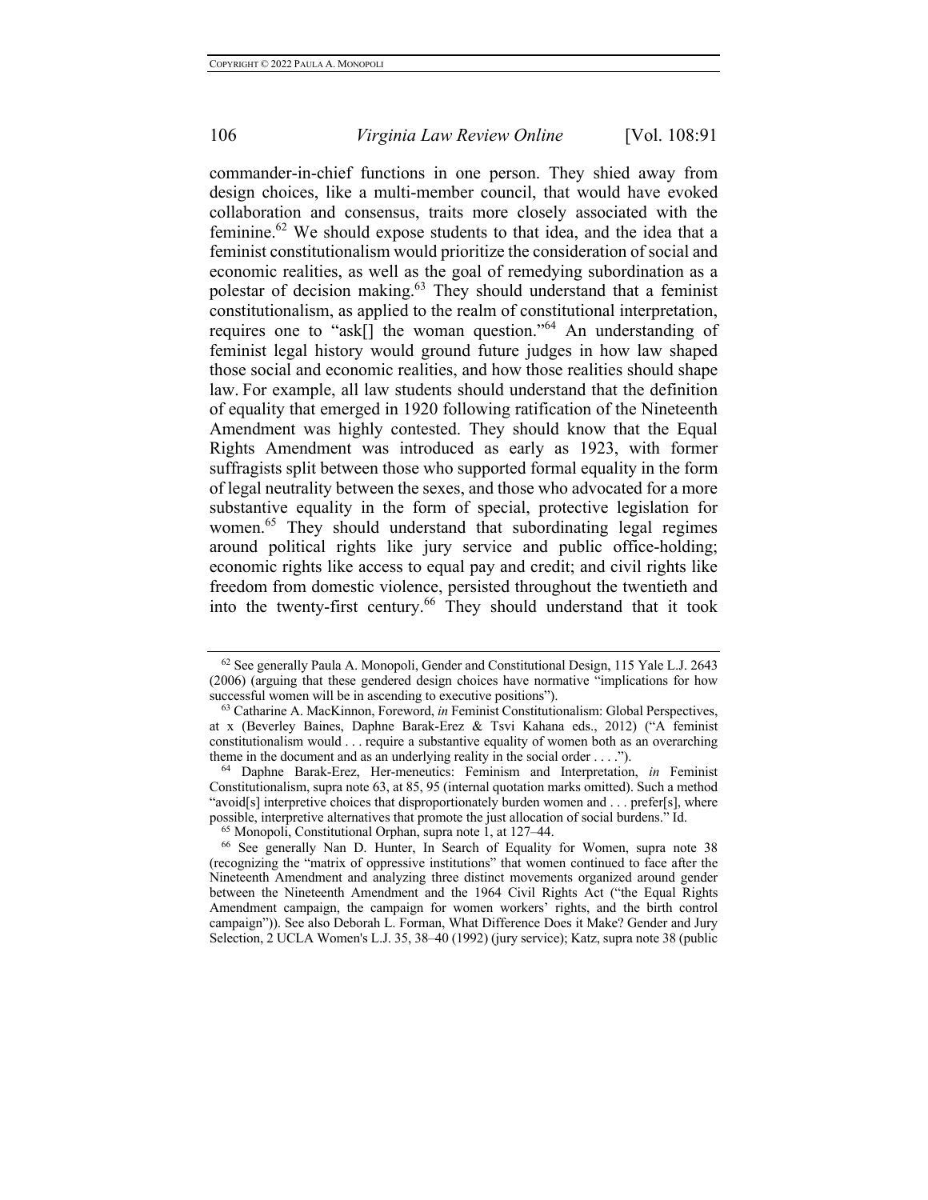commander-in-chief functions in one person. They shied away from design choices, like a multi-member council, that would have evoked collaboration and consensus, traits more closely associated with the feminine.[62] We should expose students to that idea, and the idea that a feminist constitutionalism would prioritize the consideration of social and economic realities, as well as the goal of remedying subordination as a polestar of decision making.[63] They should understand that a feminist constitutionalism, as applied to the realm of constitutional interpretation, requires one to "ask[] the woman question."[64] An understanding of feminist legal history would ground future judges in how law shaped those social and economic realities, and how those realities should shape law. For example, all law students should understand that the definition of equality that emerged in 1920 following ratification of the Nineteenth Amendment was highly contested. They should know that the Equal Rights Amendment was introduced as early as 1923, with former suffragists split between those who supported formal equality in the form of legal neutrality between the sexes, and those who advocated for a more substantive equality in the form of special, protective legislation for women.[65] They should understand that subordinating legal regimes around political rights like jury service and public office-holding; economic rights like access to equal pay and credit; and civil rights like freedom from domestic violence, persisted throughout the twentieth and into the twenty-first century.[66] They should understand that it took

---

[62] See generally Paula A. Monopoli, Gender and Constitutional Design, 115 Yale L.J. 2643 (2006) (arguing that these gendered design choices have normative "implications for how successful women will be in ascending to executive positions").

[63] Catharine A. MacKinnon, Foreword, *in* Feminist Constitutionalism: Global Perspectives, at x (Beverley Baines, Daphne Barak-Erez & Tsvi Kahana eds., 2012) ("A feminist constitutionalism would . . . require a substantive equality of women both as an overarching theme in the document and as an underlying reality in the social order . . . .").

[64] Daphne Barak-Erez, Her-meneutics: Feminism and Interpretation, *in* Feminist Constitutionalism, supra note 63, at 85, 95 (internal quotation marks omitted). Such a method "avoid[s] interpretive choices that disproportionately burden women and . . . prefer[s], where possible, interpretive alternatives that promote the just allocation of social burdens." Id.

[65] Monopoli, Constitutional Orphan, supra note 1, at 127–44.

[66] See generally Nan D. Hunter, In Search of Equality for Women, supra note 38 (recognizing the "matrix of oppressive institutions" that women continued to face after the Nineteenth Amendment and analyzing three distinct movements organized around gender between the Nineteenth Amendment and the 1964 Civil Rights Act ("the Equal Rights Amendment campaign, the campaign for women workers' rights, and the birth control campaign")). See also Deborah L. Forman, What Difference Does it Make? Gender and Jury Selection, 2 UCLA Women's L.J. 35, 38–40 (1992) (jury service); Katz, supra note 38 (public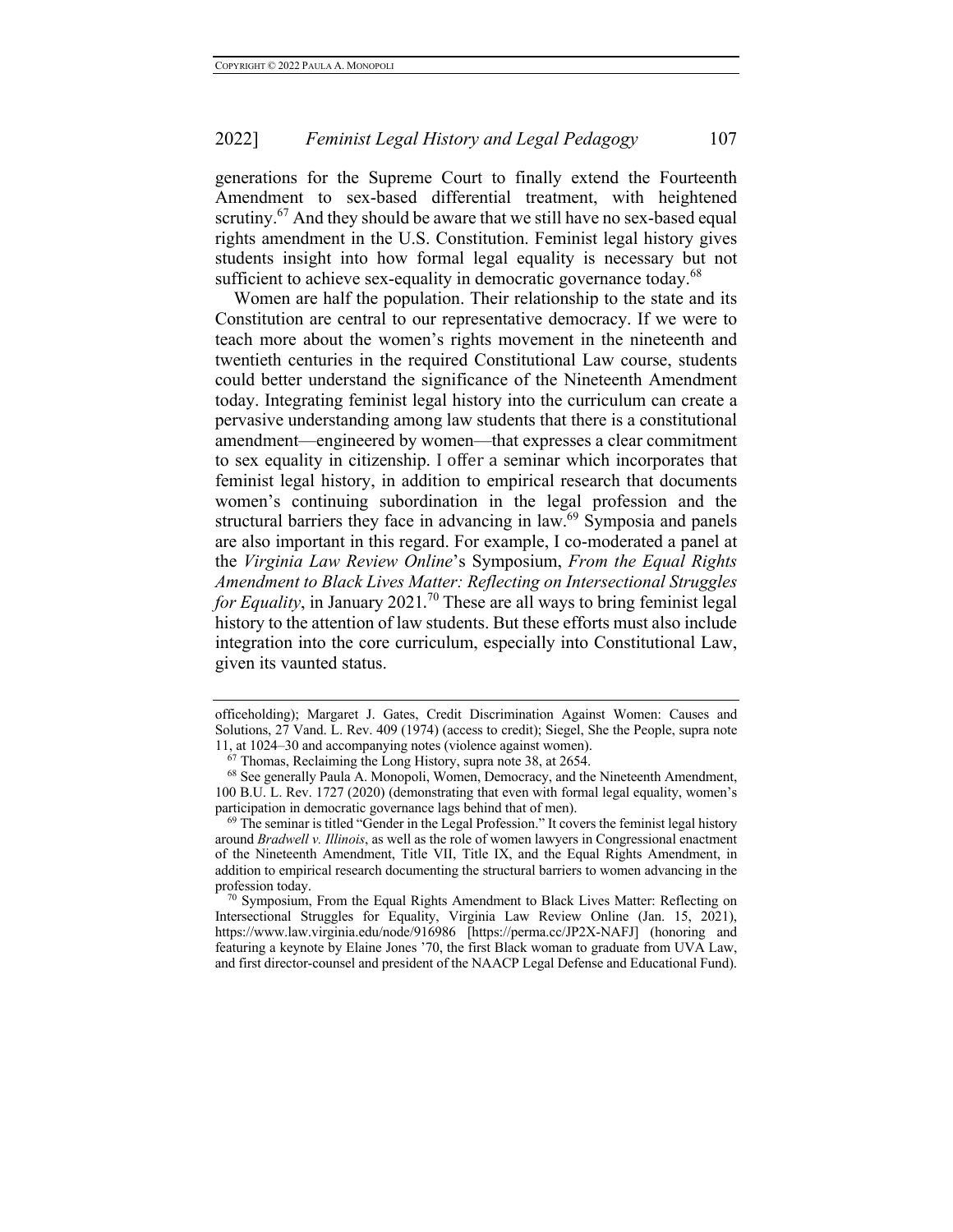generations for the Supreme Court to finally extend the Fourteenth Amendment to sex-based differential treatment, with heightened scrutiny.[67] And they should be aware that we still have no sex-based equal rights amendment in the U.S. Constitution. Feminist legal history gives students insight into how formal legal equality is necessary but not sufficient to achieve sex-equality in democratic governance today.[68]

Women are half the population. Their relationship to the state and its Constitution are central to our representative democracy. If we were to teach more about the women's rights movement in the nineteenth and twentieth centuries in the required Constitutional Law course, students could better understand the significance of the Nineteenth Amendment today. Integrating feminist legal history into the curriculum can create a pervasive understanding among law students that there is a constitutional amendment—engineered by women—that expresses a clear commitment to sex equality in citizenship. I offer a seminar which incorporates that feminist legal history, in addition to empirical research that documents women's continuing subordination in the legal profession and the structural barriers they face in advancing in law.[69] Symposia and panels are also important in this regard. For example, I co-moderated a panel at the *Virginia Law Review Online*'s Symposium, *From the Equal Rights Amendment to Black Lives Matter: Reflecting on Intersectional Struggles for Equality*, in January 2021.[70] These are all ways to bring feminist legal history to the attention of law students. But these efforts must also include integration into the core curriculum, especially into Constitutional Law, given its vaunted status.

---

officeholding); Margaret J. Gates, Credit Discrimination Against Women: Causes and Solutions, 27 Vand. L. Rev. 409 (1974) (access to credit); Siegel, She the People, supra note 11, at 1024–30 and accompanying notes (violence against women).

[67] Thomas, Reclaiming the Long History, supra note 38, at 2654.

[68] See generally Paula A. Monopoli, Women, Democracy, and the Nineteenth Amendment, 100 B.U. L. Rev. 1727 (2020) (demonstrating that even with formal legal equality, women's participation in democratic governance lags behind that of men).

[69] The seminar is titled "Gender in the Legal Profession." It covers the feminist legal history around *Bradwell v. Illinois*, as well as the role of women lawyers in Congressional enactment of the Nineteenth Amendment, Title VII, Title IX, and the Equal Rights Amendment, in addition to empirical research documenting the structural barriers to women advancing in the profession today.

[70] Symposium, From the Equal Rights Amendment to Black Lives Matter: Reflecting on Intersectional Struggles for Equality, Virginia Law Review Online (Jan. 15, 2021), https://www.law.virginia.edu/node/916986 [https://perma.cc/JP2X-NAFJ] (honoring and featuring a keynote by Elaine Jones '70, the first Black woman to graduate from UVA Law, and first director-counsel and president of the NAACP Legal Defense and Educational Fund).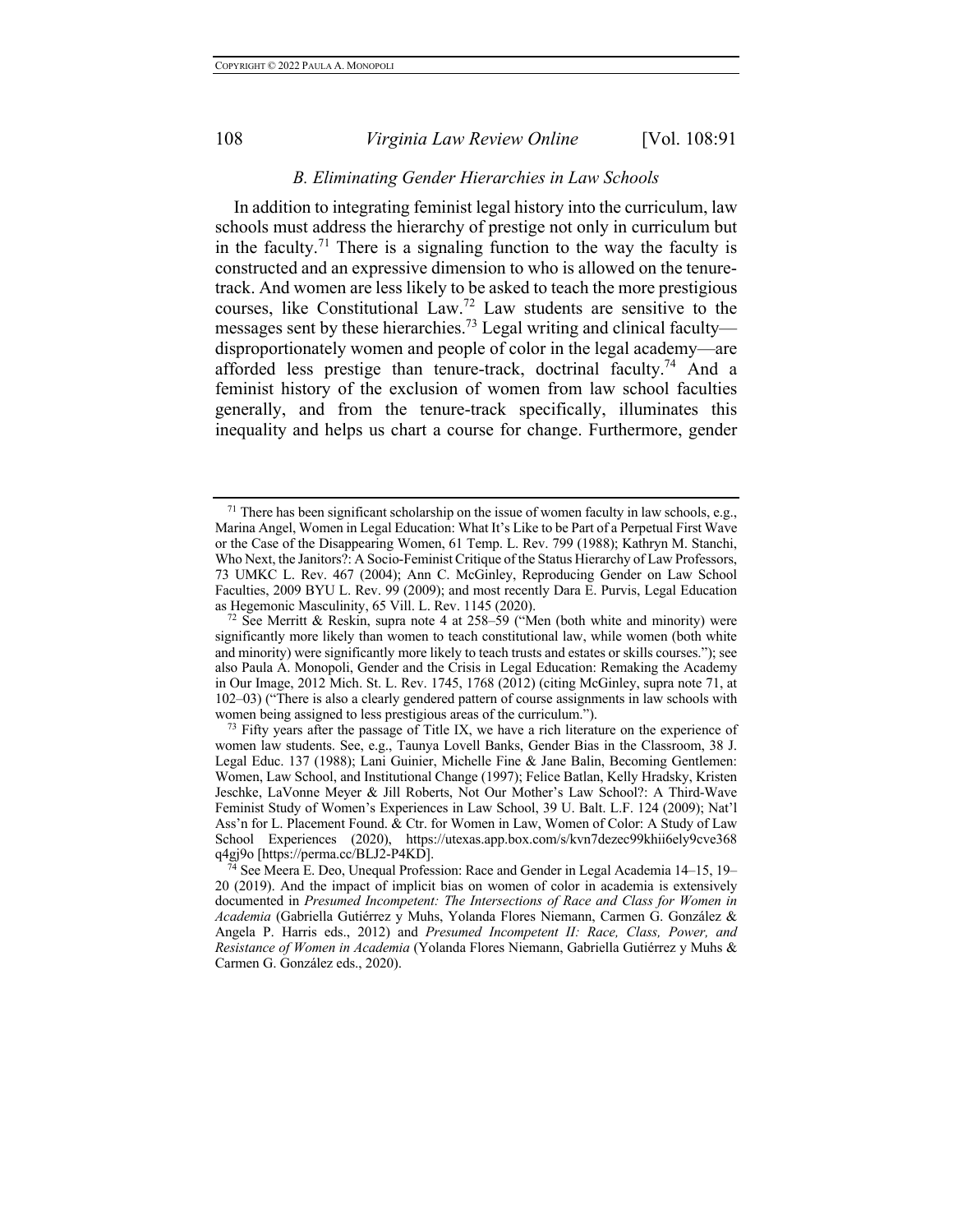### *B. Eliminating Gender Hierarchies in Law Schools*

In addition to integrating feminist legal history into the curriculum, law schools must address the hierarchy of prestige not only in curriculum but in the faculty.[71] There is a signaling function to the way the faculty is constructed and an expressive dimension to who is allowed on the tenure-track. And women are less likely to be asked to teach the more prestigious courses, like Constitutional Law.[72] Law students are sensitive to the messages sent by these hierarchies.[73] Legal writing and clinical faculty—disproportionately women and people of color in the legal academy—are afforded less prestige than tenure-track, doctrinal faculty.[74] And a feminist history of the exclusion of women from law school faculties generally, and from the tenure-track specifically, illuminates this inequality and helps us chart a course for change. Furthermore, gender

---

[71] There has been significant scholarship on the issue of women faculty in law schools, e.g., Marina Angel, Women in Legal Education: What It's Like to be Part of a Perpetual First Wave or the Case of the Disappearing Women, 61 Temp. L. Rev. 799 (1988); Kathryn M. Stanchi, Who Next, the Janitors?: A Socio-Feminist Critique of the Status Hierarchy of Law Professors, 73 UMKC L. Rev. 467 (2004); Ann C. McGinley, Reproducing Gender on Law School Faculties, 2009 BYU L. Rev. 99 (2009); and most recently Dara E. Purvis, Legal Education as Hegemonic Masculinity, 65 Vill. L. Rev. 1145 (2020).

[72] See Merritt & Reskin, supra note 4 at 258–59 ("Men (both white and minority) were significantly more likely than women to teach constitutional law, while women (both white and minority) were significantly more likely to teach trusts and estates or skills courses."); see also Paula A. Monopoli, Gender and the Crisis in Legal Education: Remaking the Academy in Our Image, 2012 Mich. St. L. Rev. 1745, 1768 (2012) (citing McGinley, supra note 71, at 102–03) ("There is also a clearly gendered pattern of course assignments in law schools with women being assigned to less prestigious areas of the curriculum.").

[73] Fifty years after the passage of Title IX, we have a rich literature on the experience of women law students. See, e.g., Taunya Lovell Banks, Gender Bias in the Classroom, 38 J. Legal Educ. 137 (1988); Lani Guinier, Michelle Fine & Jane Balin, Becoming Gentlemen: Women, Law School, and Institutional Change (1997); Felice Batlan, Kelly Hradsky, Kristen Jeschke, LaVonne Meyer & Jill Roberts, Not Our Mother's Law School?: A Third-Wave Feminist Study of Women's Experiences in Law School, 39 U. Balt. L.F. 124 (2009); Nat'l Ass'n for L. Placement Found. & Ctr. for Women in Law, Women of Color: A Study of Law School Experiences (2020), https://utexas.app.box.com/s/kvn7dezec99khii6ely9cve368q4gj9o [https://perma.cc/BLJ2-P4KD].

[74] See Meera E. Deo, Unequal Profession: Race and Gender in Legal Academia 14–15, 19–20 (2019). And the impact of implicit bias on women of color in academia is extensively documented in *Presumed Incompetent: The Intersections of Race and Class for Women in Academia* (Gabriella Gutiérrez y Muhs, Yolanda Flores Niemann, Carmen G. González & Angela P. Harris eds., 2012) and *Presumed Incompetent II: Race, Class, Power, and Resistance of Women in Academia* (Yolanda Flores Niemann, Gabriella Gutiérrez y Muhs & Carmen G. González eds., 2020).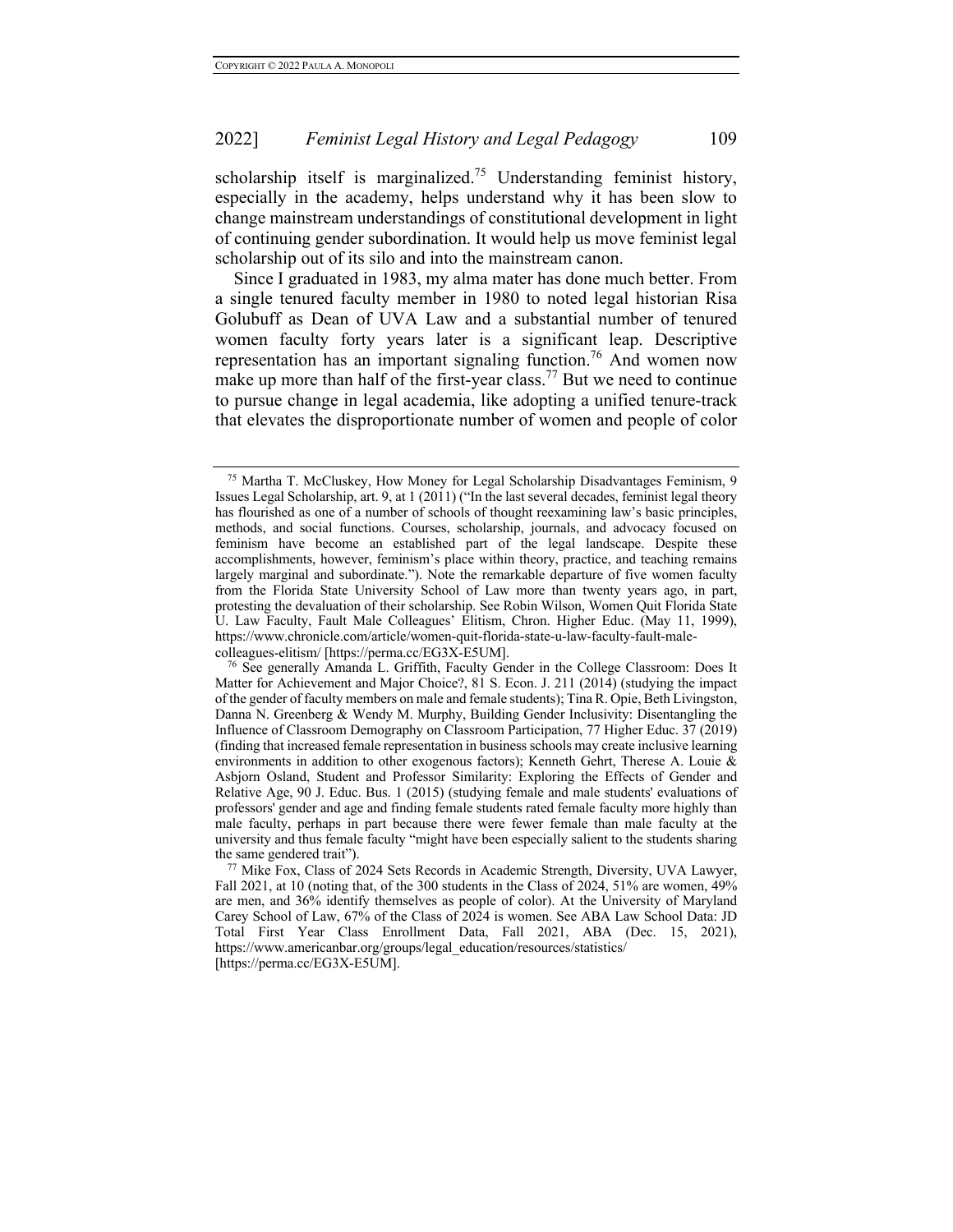scholarship itself is marginalized.[75] Understanding feminist history, especially in the academy, helps understand why it has been slow to change mainstream understandings of constitutional development in light of continuing gender subordination. It would help us move feminist legal scholarship out of its silo and into the mainstream canon.

Since I graduated in 1983, my alma mater has done much better. From a single tenured faculty member in 1980 to noted legal historian Risa Golubuff as Dean of UVA Law and a substantial number of tenured women faculty forty years later is a significant leap. Descriptive representation has an important signaling function.[76] And women now make up more than half of the first-year class.[77] But we need to continue to pursue change in legal academia, like adopting a unified tenure-track that elevates the disproportionate number of women and people of color

---

[75] Martha T. McCluskey, How Money for Legal Scholarship Disadvantages Feminism, 9 Issues Legal Scholarship, art. 9, at 1 (2011) ("In the last several decades, feminist legal theory has flourished as one of a number of schools of thought reexamining law's basic principles, methods, and social functions. Courses, scholarship, journals, and advocacy focused on feminism have become an established part of the legal landscape. Despite these accomplishments, however, feminism's place within theory, practice, and teaching remains largely marginal and subordinate."). Note the remarkable departure of five women faculty from the Florida State University School of Law more than twenty years ago, in part, protesting the devaluation of their scholarship. See Robin Wilson, Women Quit Florida State U. Law Faculty, Fault Male Colleagues' Elitism, Chron. Higher Educ. (May 11, 1999), https://www.chronicle.com/article/women-quit-florida-state-u-law-faculty-fault-male-colleagues-elitism/ [https://perma.cc/EG3X-E5UM].

[76] See generally Amanda L. Griffith, Faculty Gender in the College Classroom: Does It Matter for Achievement and Major Choice?, 81 S. Econ. J. 211 (2014) (studying the impact of the gender of faculty members on male and female students); Tina R. Opie, Beth Livingston, Danna N. Greenberg & Wendy M. Murphy, Building Gender Inclusivity: Disentangling the Influence of Classroom Demography on Classroom Participation, 77 Higher Educ. 37 (2019) (finding that increased female representation in business schools may create inclusive learning environments in addition to other exogenous factors); Kenneth Gehrt, Therese A. Louie & Asbjorn Osland, Student and Professor Similarity: Exploring the Effects of Gender and Relative Age, 90 J. Educ. Bus. 1 (2015) (studying female and male students' evaluations of professors' gender and age and finding female students rated female faculty more highly than male faculty, perhaps in part because there were fewer female than male faculty at the university and thus female faculty "might have been especially salient to the students sharing the same gendered trait").

[77] Mike Fox, Class of 2024 Sets Records in Academic Strength, Diversity, UVA Lawyer, Fall 2021, at 10 (noting that, of the 300 students in the Class of 2024, 51% are women, 49% are men, and 36% identify themselves as people of color). At the University of Maryland Carey School of Law, 67% of the Class of 2024 is women. See ABA Law School Data: JD Total First Year Class Enrollment Data, Fall 2021, ABA (Dec. 15, 2021), https://www.americanbar.org/groups/legal_education/resources/statistics/ [https://perma.cc/EG3X-E5UM].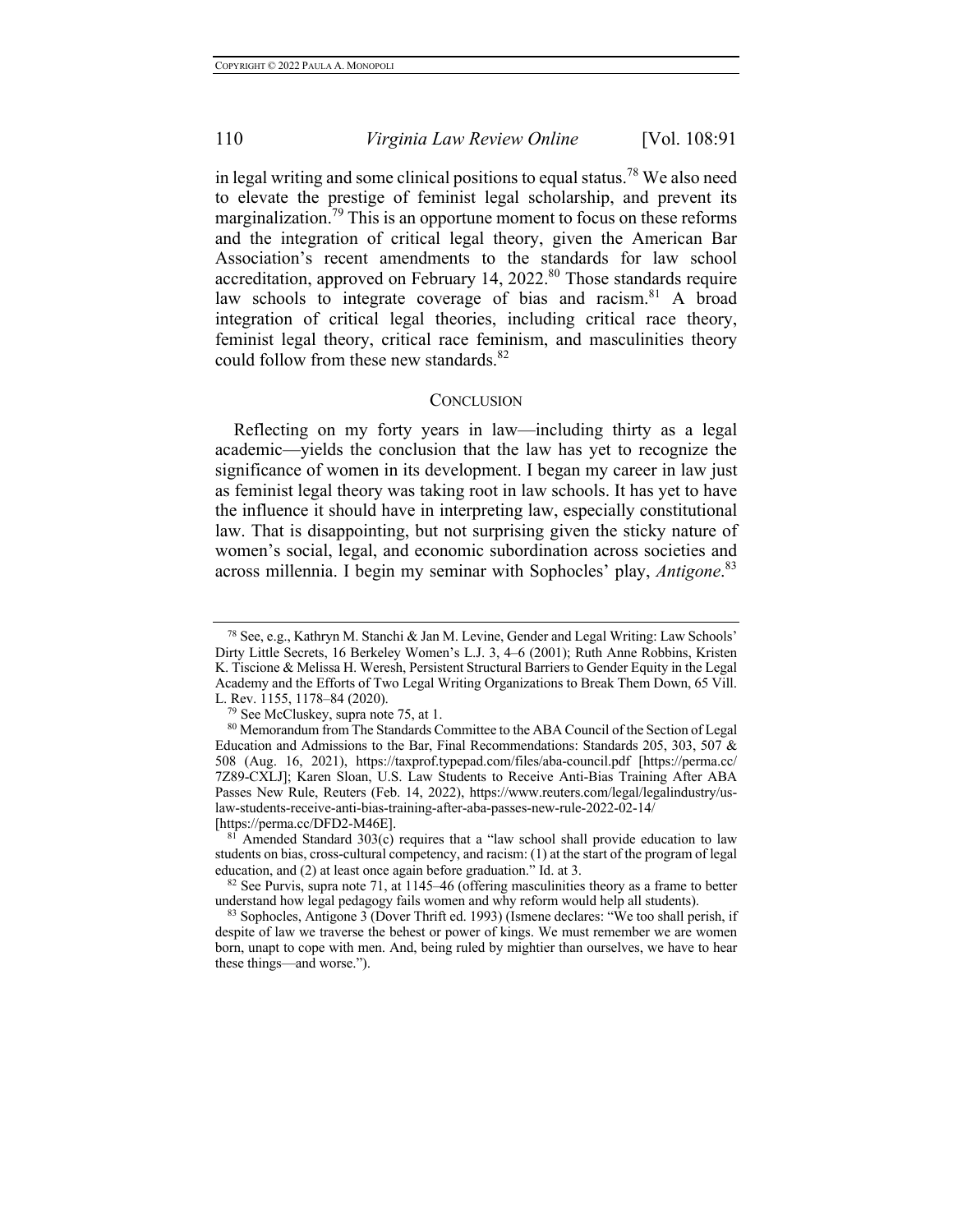in legal writing and some clinical positions to equal status.[78] We also need to elevate the prestige of feminist legal scholarship, and prevent its marginalization.[79] This is an opportune moment to focus on these reforms and the integration of critical legal theory, given the American Bar Association's recent amendments to the standards for law school accreditation, approved on February 14, 2022.[80] Those standards require law schools to integrate coverage of bias and racism.[81] A broad integration of critical legal theories, including critical race theory, feminist legal theory, critical race feminism, and masculinities theory could follow from these new standards.[82]

## CONCLUSION

Reflecting on my forty years in law—including thirty as a legal academic—yields the conclusion that the law has yet to recognize the significance of women in its development. I began my career in law just as feminist legal theory was taking root in law schools. It has yet to have the influence it should have in interpreting law, especially constitutional law. That is disappointing, but not surprising given the sticky nature of women's social, legal, and economic subordination across societies and across millennia. I begin my seminar with Sophocles' play, *Antigone*.[83]

---

[78] See, e.g., Kathryn M. Stanchi & Jan M. Levine, Gender and Legal Writing: Law Schools' Dirty Little Secrets, 16 Berkeley Women's L.J. 3, 4–6 (2001); Ruth Anne Robbins, Kristen K. Tiscione & Melissa H. Weresh, Persistent Structural Barriers to Gender Equity in the Legal Academy and the Efforts of Two Legal Writing Organizations to Break Them Down, 65 Vill. L. Rev. 1155, 1178–84 (2020).

[79] See McCluskey, supra note 75, at 1.

[80] Memorandum from The Standards Committee to the ABA Council of the Section of Legal Education and Admissions to the Bar, Final Recommendations: Standards 205, 303, 507 & 508 (Aug. 16, 2021), https://taxprof.typepad.com/files/aba-council.pdf [https://perma.cc/7Z89-CXLJ]; Karen Sloan, U.S. Law Students to Receive Anti-Bias Training After ABA Passes New Rule, Reuters (Feb. 14, 2022), https://www.reuters.com/legal/legalindustry/us-law-students-receive-anti-bias-training-after-aba-passes-new-rule-2022-02-14/ [https://perma.cc/DFD2-M46E].

[81] Amended Standard 303(c) requires that a "law school shall provide education to law students on bias, cross-cultural competency, and racism: (1) at the start of the program of legal education, and (2) at least once again before graduation." Id. at 3.

[82] See Purvis, supra note 71, at 1145–46 (offering masculinities theory as a frame to better understand how legal pedagogy fails women and why reform would help all students).

[83] Sophocles, Antigone 3 (Dover Thrift ed. 1993) (Ismene declares: "We too shall perish, if despite of law we traverse the behest or power of kings. We must remember we are women born, unapt to cope with men. And, being ruled by mightier than ourselves, we have to hear these things—and worse.").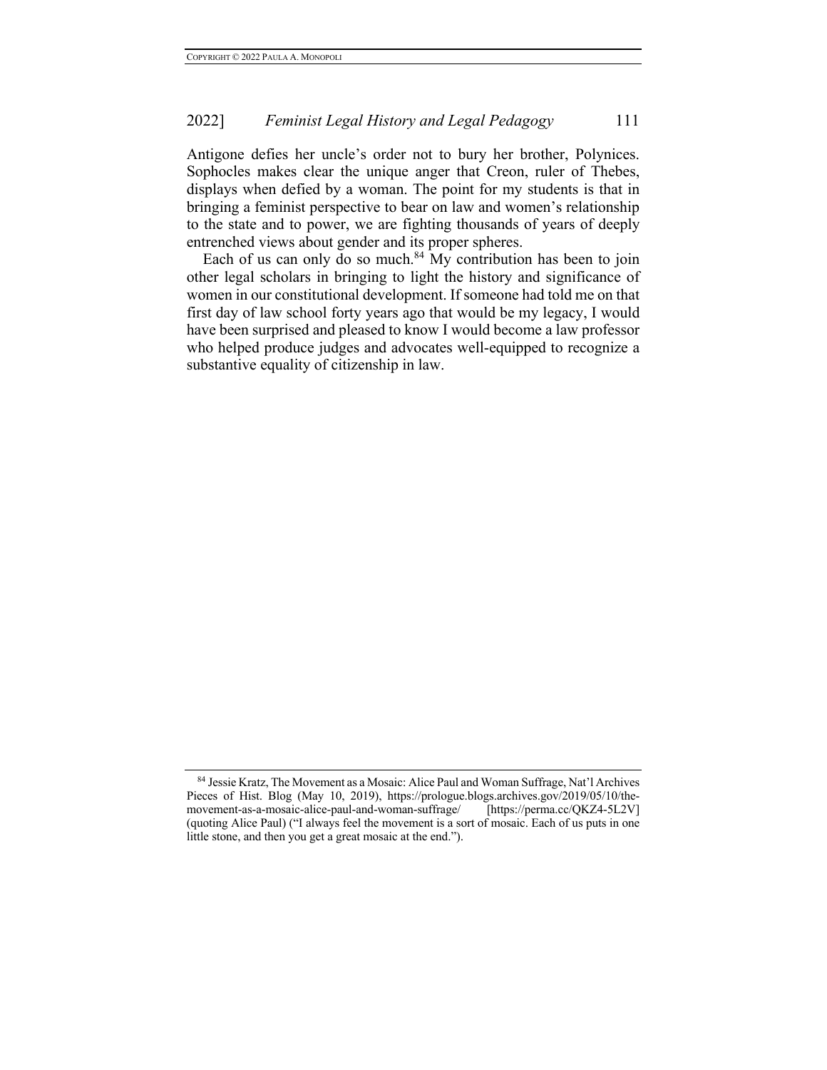Antigone defies her uncle's order not to bury her brother, Polynices. Sophocles makes clear the unique anger that Creon, ruler of Thebes, displays when defied by a woman. The point for my students is that in bringing a feminist perspective to bear on law and women's relationship to the state and to power, we are fighting thousands of years of deeply entrenched views about gender and its proper spheres.

Each of us can only do so much.[84] My contribution has been to join other legal scholars in bringing to light the history and significance of women in our constitutional development. If someone had told me on that first day of law school forty years ago that would be my legacy, I would have been surprised and pleased to know I would become a law professor who helped produce judges and advocates well-equipped to recognize a substantive equality of citizenship in law.

---

[84] Jessie Kratz, The Movement as a Mosaic: Alice Paul and Woman Suffrage, Nat'l Archives Pieces of Hist. Blog (May 10, 2019), https://prologue.blogs.archives.gov/2019/05/10/the-movement-as-a-mosaic-alice-paul-and-woman-suffrage/ [https://perma.cc/QKZ4-5L2V] (quoting Alice Paul) ("I always feel the movement is a sort of mosaic. Each of us puts in one little stone, and then you get a great mosaic at the end.").